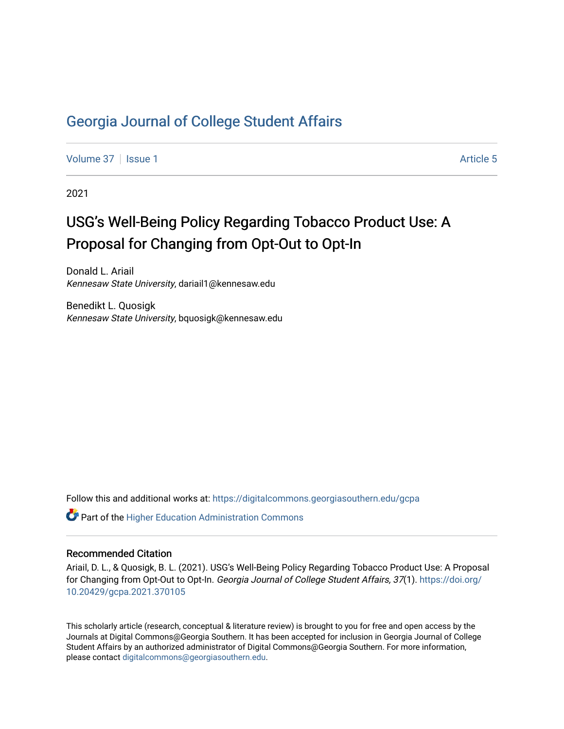# Georgia Journal of College Student Affairs

Volume 37 | Issue 1 | Article 5

2021

## USG's Well-Being Policy Regarding Tobacco Product Use: A Proposal for Changing from Opt-Out to Opt-In

Donald L. Ariail
*Kennesaw State University*, dariail1@kennesaw.edu

Benedikt L. Quosigk
*Kennesaw State University*, bquosigk@kennesaw.edu

Follow this and additional works at: https://digitalcommons.georgiasouthern.edu/gcpa

Part of the Higher Education Administration Commons

### Recommended Citation

Ariail, D. L., & Quosigk, B. L. (2021). USG's Well-Being Policy Regarding Tobacco Product Use: A Proposal for Changing from Opt-Out to Opt-In. *Georgia Journal of College Student Affairs, 37*(1). https://doi.org/10.20429/gcpa.2021.370105

This scholarly article (research, conceptual & literature review) is brought to you for free and open access by the Journals at Digital Commons@Georgia Southern. It has been accepted for inclusion in Georgia Journal of College Student Affairs by an authorized administrator of Digital Commons@Georgia Southern. For more information, please contact digitalcommons@georgiasouthern.edu.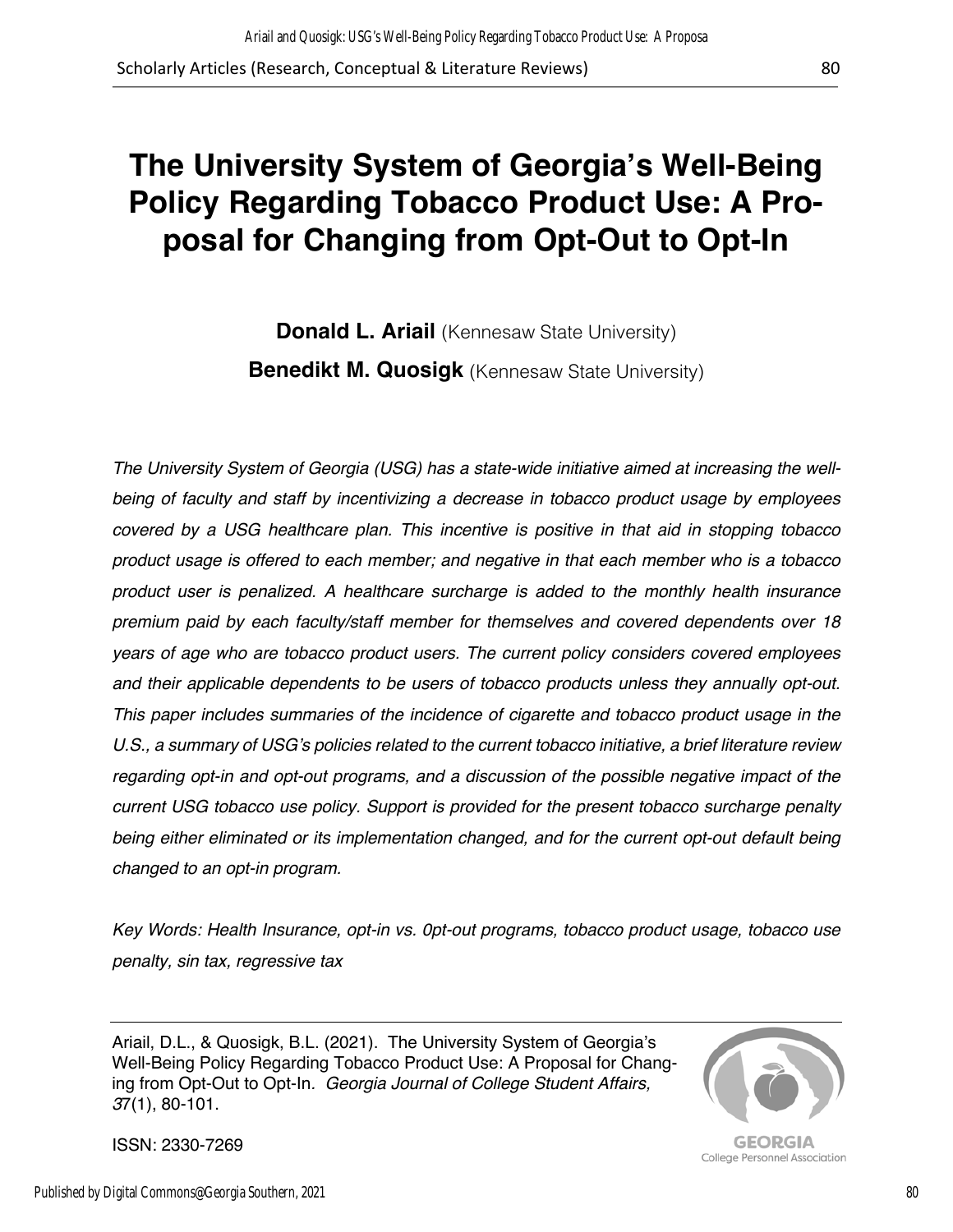# The University System of Georgia's Well-Being Policy Regarding Tobacco Product Use: A Proposal for Changing from Opt-Out to Opt-In

**Donald L. Ariail** (Kennesaw State University)

**Benedikt M. Quosigk** (Kennesaw State University)

*The University System of Georgia (USG) has a state-wide initiative aimed at increasing the well-being of faculty and staff by incentivizing a decrease in tobacco product usage by employees covered by a USG healthcare plan. This incentive is positive in that aid in stopping tobacco product usage is offered to each member; and negative in that each member who is a tobacco product user is penalized. A healthcare surcharge is added to the monthly health insurance premium paid by each faculty/staff member for themselves and covered dependents over 18 years of age who are tobacco product users. The current policy considers covered employees and their applicable dependents to be users of tobacco products unless they annually opt-out. This paper includes summaries of the incidence of cigarette and tobacco product usage in the U.S., a summary of USG's policies related to the current tobacco initiative, a brief literature review regarding opt-in and opt-out programs, and a discussion of the possible negative impact of the current USG tobacco use policy. Support is provided for the present tobacco surcharge penalty being either eliminated or its implementation changed, and for the current opt-out default being changed to an opt-in program.*

*Key Words: Health Insurance, opt-in vs. 0pt-out programs, tobacco product usage, tobacco use penalty, sin tax, regressive tax*

---

Ariail, D.L., & Quosigk, B.L. (2021). The University System of Georgia's Well-Being Policy Regarding Tobacco Product Use: A Proposal for Changing from Opt-Out to Opt-In. *Georgia Journal of College Student Affairs, 37*(1), 80-101.

ISSN: 2330-7269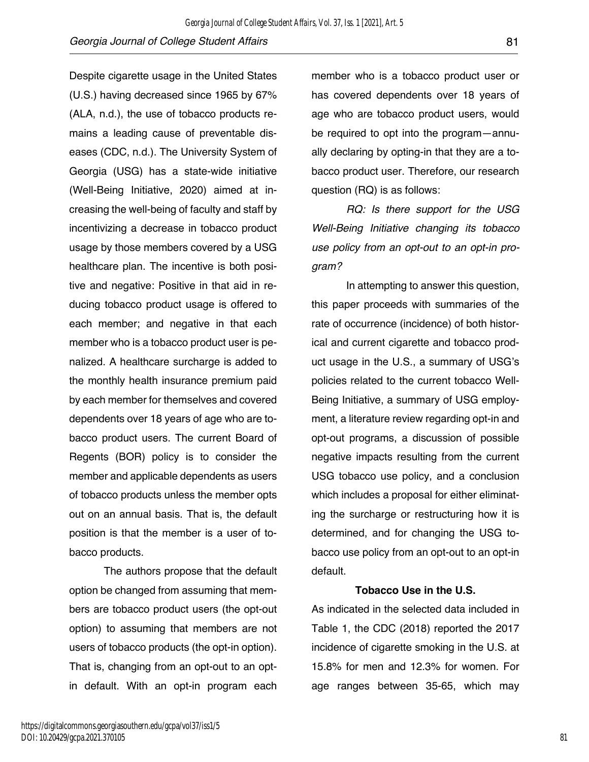Despite cigarette usage in the United States (U.S.) having decreased since 1965 by 67% (ALA, n.d.), the use of tobacco products remains a leading cause of preventable diseases (CDC, n.d.). The University System of Georgia (USG) has a state-wide initiative (Well-Being Initiative, 2020) aimed at increasing the well-being of faculty and staff by incentivizing a decrease in tobacco product usage by those members covered by a USG healthcare plan. The incentive is both positive and negative: Positive in that aid in reducing tobacco product usage is offered to each member; and negative in that each member who is a tobacco product user is penalized. A healthcare surcharge is added to the monthly health insurance premium paid by each member for themselves and covered dependents over 18 years of age who are tobacco product users. The current Board of Regents (BOR) policy is to consider the member and applicable dependents as users of tobacco products unless the member opts out on an annual basis. That is, the default position is that the member is a user of tobacco products.

The authors propose that the default option be changed from assuming that members are tobacco product users (the opt-out option) to assuming that members are not users of tobacco products (the opt-in option). That is, changing from an opt-out to an opt-in default. With an opt-in program each member who is a tobacco product user or has covered dependents over 18 years of age who are tobacco product users, would be required to opt into the program—annually declaring by opting-in that they are a tobacco product user. Therefore, our research question (RQ) is as follows:

*RQ: Is there support for the USG Well-Being Initiative changing its tobacco use policy from an opt-out to an opt-in program?*

In attempting to answer this question, this paper proceeds with summaries of the rate of occurrence (incidence) of both historical and current cigarette and tobacco product usage in the U.S., a summary of USG's policies related to the current tobacco Well-Being Initiative, a summary of USG employment, a literature review regarding opt-in and opt-out programs, a discussion of possible negative impacts resulting from the current USG tobacco use policy, and a conclusion which includes a proposal for either eliminating the surcharge or restructuring how it is determined, and for changing the USG tobacco use policy from an opt-out to an opt-in default.

## Tobacco Use in the U.S.

As indicated in the selected data included in Table 1, the CDC (2018) reported the 2017 incidence of cigarette smoking in the U.S. at 15.8% for men and 12.3% for women. For age ranges between 35-65, which may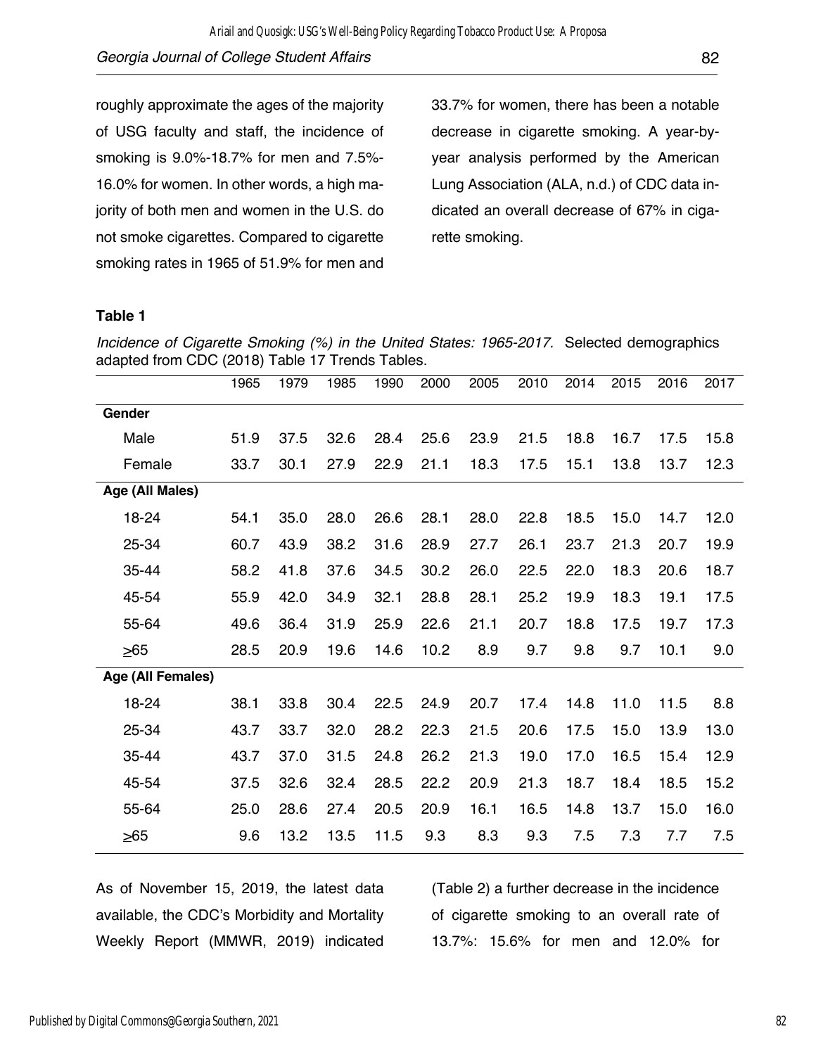roughly approximate the ages of the majority of USG faculty and staff, the incidence of smoking is 9.0%-18.7% for men and 7.5%-16.0% for women. In other words, a high majority of both men and women in the U.S. do not smoke cigarettes. Compared to cigarette smoking rates in 1965 of 51.9% for men and 33.7% for women, there has been a notable decrease in cigarette smoking. A year-by-year analysis performed by the American Lung Association (ALA, n.d.) of CDC data indicated an overall decrease of 67% in cigarette smoking.

**Table 1**

*Incidence of Cigarette Smoking (%) in the United States: 1965-2017.* Selected demographics adapted from CDC (2018) Table 17 Trends Tables.

| | 1965 | 1979 | 1985 | 1990 | 2000 | 2005 | 2010 | 2014 | 2015 | 2016 | 2017 |
|---|---|---|---|---|---|---|---|---|---|---|---|
| **Gender** | | | | | | | | | | | |
| Male | 51.9 | 37.5 | 32.6 | 28.4 | 25.6 | 23.9 | 21.5 | 18.8 | 16.7 | 17.5 | 15.8 |
| Female | 33.7 | 30.1 | 27.9 | 22.9 | 21.1 | 18.3 | 17.5 | 15.1 | 13.8 | 13.7 | 12.3 |
| **Age (All Males)** | | | | | | | | | | | |
| 18-24 | 54.1 | 35.0 | 28.0 | 26.6 | 28.1 | 28.0 | 22.8 | 18.5 | 15.0 | 14.7 | 12.0 |
| 25-34 | 60.7 | 43.9 | 38.2 | 31.6 | 28.9 | 27.7 | 26.1 | 23.7 | 21.3 | 20.7 | 19.9 |
| 35-44 | 58.2 | 41.8 | 37.6 | 34.5 | 30.2 | 26.0 | 22.5 | 22.0 | 18.3 | 20.6 | 18.7 |
| 45-54 | 55.9 | 42.0 | 34.9 | 32.1 | 28.8 | 28.1 | 25.2 | 19.9 | 18.3 | 19.1 | 17.5 |
| 55-64 | 49.6 | 36.4 | 31.9 | 25.9 | 22.6 | 21.1 | 20.7 | 18.8 | 17.5 | 19.7 | 17.3 |
| ≥65 | 28.5 | 20.9 | 19.6 | 14.6 | 10.2 | 8.9 | 9.7 | 9.8 | 9.7 | 10.1 | 9.0 |
| **Age (All Females)** | | | | | | | | | | | |
| 18-24 | 38.1 | 33.8 | 30.4 | 22.5 | 24.9 | 20.7 | 17.4 | 14.8 | 11.0 | 11.5 | 8.8 |
| 25-34 | 43.7 | 33.7 | 32.0 | 28.2 | 22.3 | 21.5 | 20.6 | 17.5 | 15.0 | 13.9 | 13.0 |
| 35-44 | 43.7 | 37.0 | 31.5 | 24.8 | 26.2 | 21.3 | 19.0 | 17.0 | 16.5 | 15.4 | 12.9 |
| 45-54 | 37.5 | 32.6 | 32.4 | 28.5 | 22.2 | 20.9 | 21.3 | 18.7 | 18.4 | 18.5 | 15.2 |
| 55-64 | 25.0 | 28.6 | 27.4 | 20.5 | 20.9 | 16.1 | 16.5 | 14.8 | 13.7 | 15.0 | 16.0 |
| ≥65 | 9.6 | 13.2 | 13.5 | 11.5 | 9.3 | 8.3 | 9.3 | 7.5 | 7.3 | 7.7 | 7.5 |

As of November 15, 2019, the latest data available, the CDC's Morbidity and Mortality Weekly Report (MMWR, 2019) indicated (Table 2) a further decrease in the incidence of cigarette smoking to an overall rate of 13.7%: 15.6% for men and 12.0% for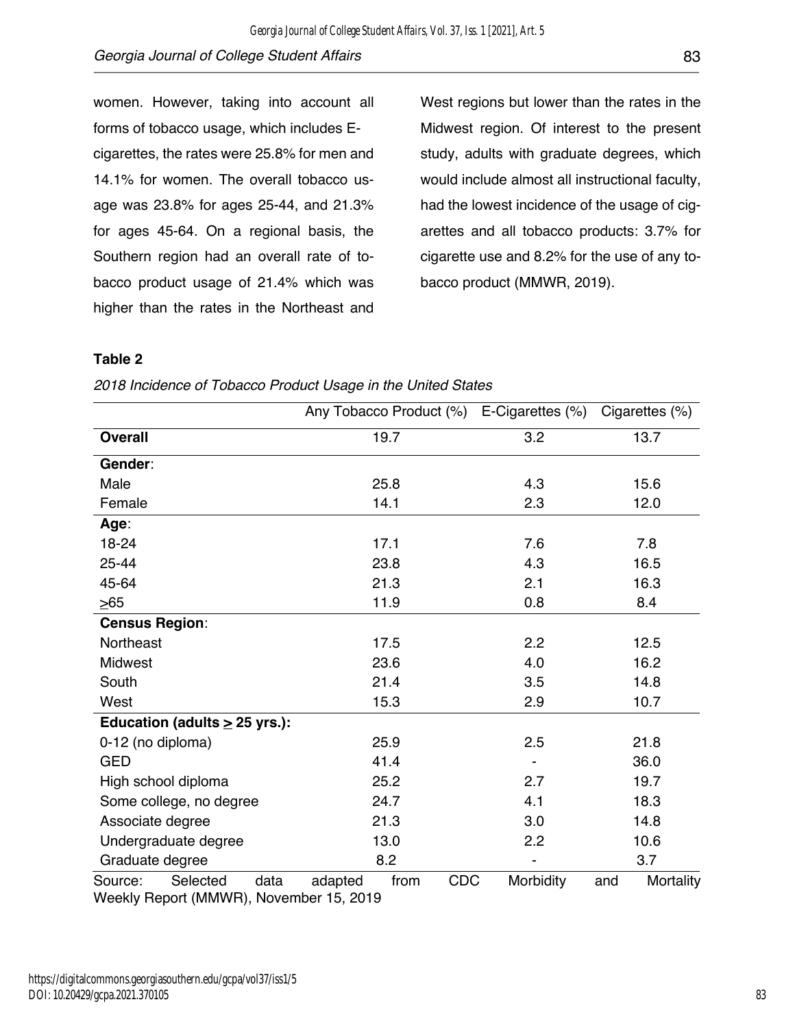women. However, taking into account all forms of tobacco usage, which includes E-cigarettes, the rates were 25.8% for men and 14.1% for women. The overall tobacco usage was 23.8% for ages 25-44, and 21.3% for ages 45-64. On a regional basis, the Southern region had an overall rate of tobacco product usage of 21.4% which was higher than the rates in the Northeast and West regions but lower than the rates in the Midwest region. Of interest to the present study, adults with graduate degrees, which would include almost all instructional faculty, had the lowest incidence of the usage of cigarettes and all tobacco products: 3.7% for cigarette use and 8.2% for the use of any tobacco product (MMWR, 2019).

**Table 2**

*2018 Incidence of Tobacco Product Usage in the United States*

| | Any Tobacco Product (%) | E-Cigarettes (%) | Cigarettes (%) |
|---|---|---|---|
| **Overall** | 19.7 | 3.2 | 13.7 |
| **Gender**: | | | |
| Male | 25.8 | 4.3 | 15.6 |
| Female | 14.1 | 2.3 | 12.0 |
| **Age**: | | | |
| 18-24 | 17.1 | 7.6 | 7.8 |
| 25-44 | 23.8 | 4.3 | 16.5 |
| 45-64 | 21.3 | 2.1 | 16.3 |
| ≥65 | 11.9 | 0.8 | 8.4 |
| **Census Region**: | | | |
| Northeast | 17.5 | 2.2 | 12.5 |
| Midwest | 23.6 | 4.0 | 16.2 |
| South | 21.4 | 3.5 | 14.8 |
| West | 15.3 | 2.9 | 10.7 |
| **Education (adults ≥ 25 yrs.):** | | | |
| 0-12 (no diploma) | 25.9 | 2.5 | 21.8 |
| GED | 41.4 | - | 36.0 |
| High school diploma | 25.2 | 2.7 | 19.7 |
| Some college, no degree | 24.7 | 4.1 | 18.3 |
| Associate degree | 21.3 | 3.0 | 14.8 |
| Undergraduate degree | 13.0 | 2.2 | 10.6 |
| Graduate degree | 8.2 | - | 3.7 |

Source: Selected data adapted from CDC Morbidity and Mortality Weekly Report (MMWR), November 15, 2019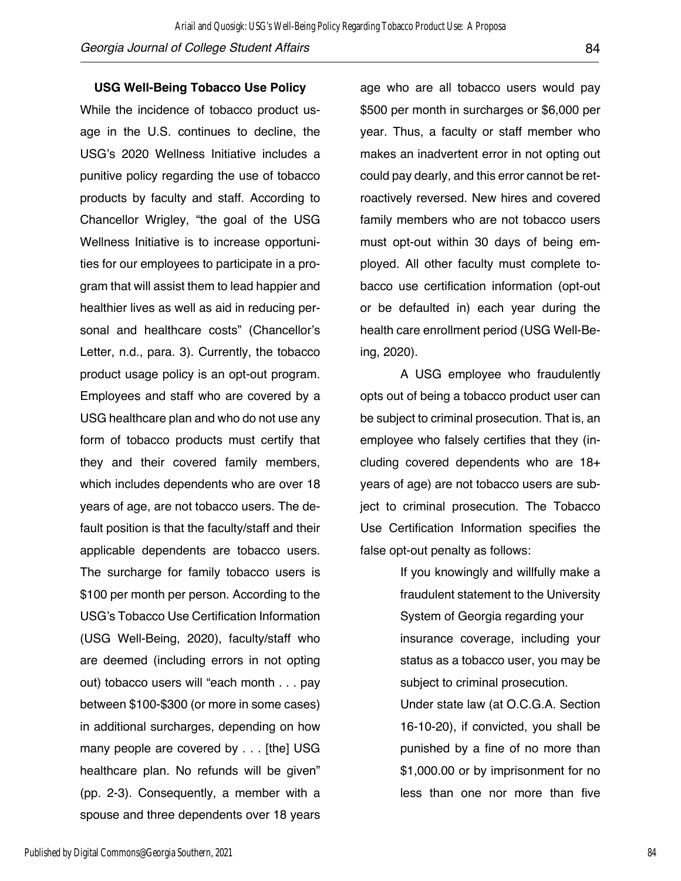### USG Well-Being Tobacco Use Policy

While the incidence of tobacco product usage in the U.S. continues to decline, the USG's 2020 Wellness Initiative includes a punitive policy regarding the use of tobacco products by faculty and staff. According to Chancellor Wrigley, "the goal of the USG Wellness Initiative is to increase opportunities for our employees to participate in a program that will assist them to lead happier and healthier lives as well as aid in reducing personal and healthcare costs" (Chancellor's Letter, n.d., para. 3). Currently, the tobacco product usage policy is an opt-out program. Employees and staff who are covered by a USG healthcare plan and who do not use any form of tobacco products must certify that they and their covered family members, which includes dependents who are over 18 years of age, are not tobacco users. The default position is that the faculty/staff and their applicable dependents are tobacco users. The surcharge for family tobacco users is $100 per month per person. According to the USG's Tobacco Use Certification Information (USG Well-Being, 2020), faculty/staff who are deemed (including errors in not opting out) tobacco users will "each month . . . pay between $100-$300 (or more in some cases) in additional surcharges, depending on how many people are covered by . . . [the] USG healthcare plan. No refunds will be given" (pp. 2-3). Consequently, a member with a spouse and three dependents over 18 years age who are all tobacco users would pay $500 per month in surcharges or $6,000 per year. Thus, a faculty or staff member who makes an inadvertent error in not opting out could pay dearly, and this error cannot be retroactively reversed. New hires and covered family members who are not tobacco users must opt-out within 30 days of being employed. All other faculty must complete tobacco use certification information (opt-out or be defaulted in) each year during the health care enrollment period (USG Well-Being, 2020).

A USG employee who fraudulently opts out of being a tobacco product user can be subject to criminal prosecution. That is, an employee who falsely certifies that they (including covered dependents who are 18+ years of age) are not tobacco users are subject to criminal prosecution. The Tobacco Use Certification Information specifies the false opt-out penalty as follows:

> If you knowingly and willfully make a fraudulent statement to the University System of Georgia regarding your insurance coverage, including your status as a tobacco user, you may be subject to criminal prosecution.
>
> Under state law (at O.C.G.A. Section 16-10-20), if convicted, you shall be punished by a fine of no more than $1,000.00 or by imprisonment for no less than one nor more than five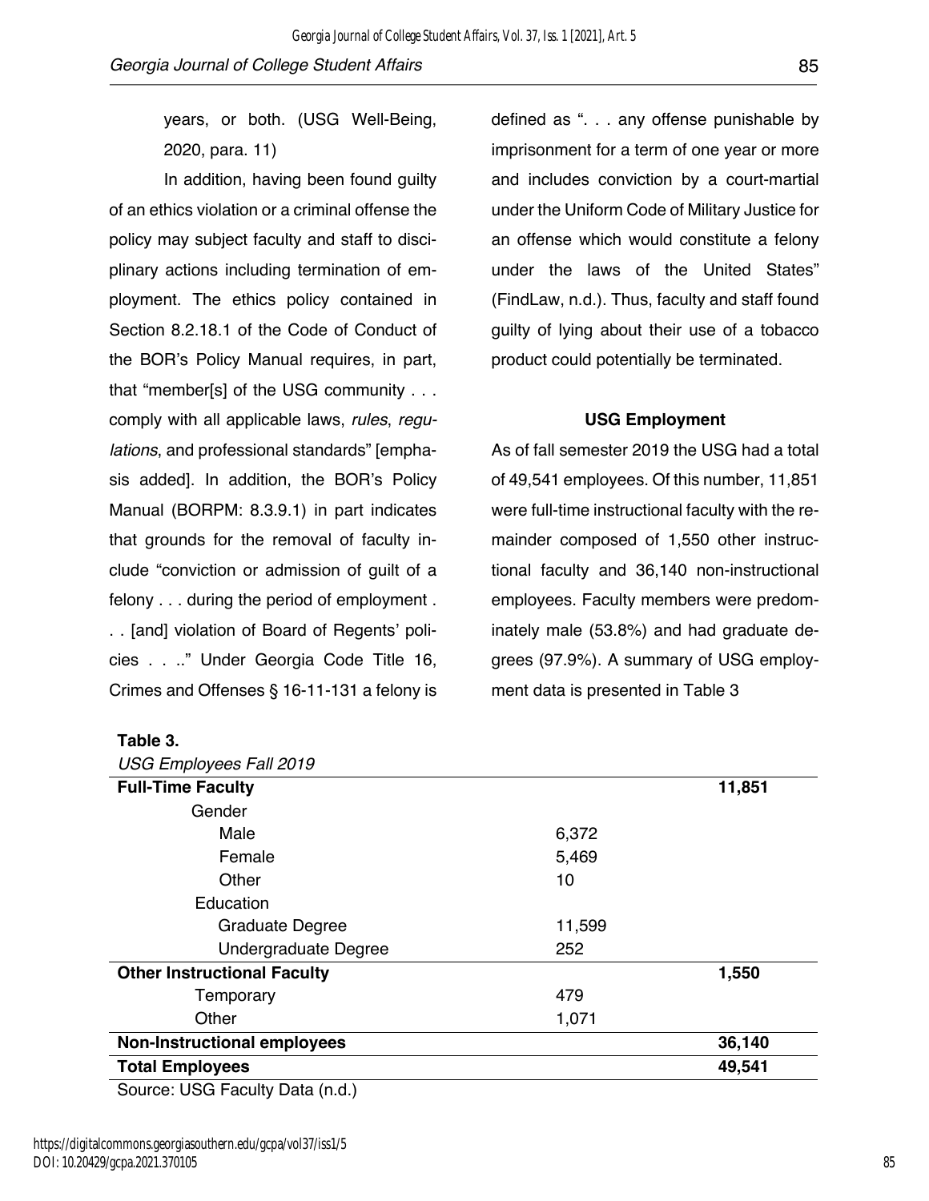years, or both. (USG Well-Being, 2020, para. 11)

In addition, having been found guilty of an ethics violation or a criminal offense the policy may subject faculty and staff to disciplinary actions including termination of employment. The ethics policy contained in Section 8.2.18.1 of the Code of Conduct of the BOR's Policy Manual requires, in part, that "member[s] of the USG community . . . comply with all applicable laws, *rules*, *regulations*, and professional standards" [emphasis added]. In addition, the BOR's Policy Manual (BORPM: 8.3.9.1) in part indicates that grounds for the removal of faculty include "conviction or admission of guilt of a felony . . . during the period of employment . . . [and] violation of Board of Regents' policies . . .." Under Georgia Code Title 16, Crimes and Offenses § 16-11-131 a felony is defined as ". . . any offense punishable by imprisonment for a term of one year or more and includes conviction by a court-martial under the Uniform Code of Military Justice for an offense which would constitute a felony under the laws of the United States" (FindLaw, n.d.). Thus, faculty and staff found guilty of lying about their use of a tobacco product could potentially be terminated.

### USG Employment

As of fall semester 2019 the USG had a total of 49,541 employees. Of this number, 11,851 were full-time instructional faculty with the remainder composed of 1,550 other instructional faculty and 36,140 non-instructional employees. Faculty members were predominately male (53.8%) and had graduate degrees (97.9%). A summary of USG employment data is presented in Table 3

**Table 3.**

*USG Employees Fall 2019*

| | | |
|---|---|---|
| **Full-Time Faculty** | | **11,851** |
| Gender | | |
| Male | 6,372 | |
| Female | 5,469 | |
| Other | 10 | |
| Education | | |
| Graduate Degree | 11,599 | |
| Undergraduate Degree | 252 | |
| **Other Instructional Faculty** | | **1,550** |
| Temporary | 479 | |
| Other | 1,071 | |
| **Non-Instructional employees** | | **36,140** |
| **Total Employees** | | **49,541** |

Source: USG Faculty Data (n.d.)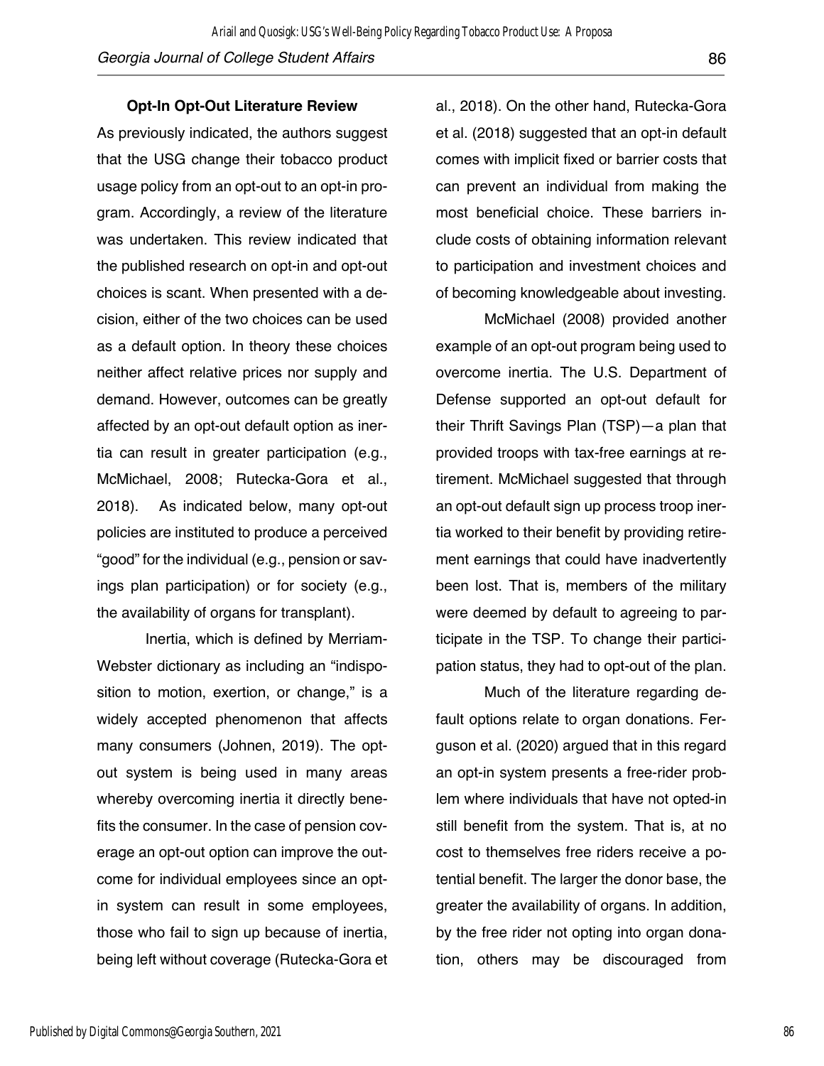## Opt-In Opt-Out Literature Review

As previously indicated, the authors suggest that the USG change their tobacco product usage policy from an opt-out to an opt-in program. Accordingly, a review of the literature was undertaken. This review indicated that the published research on opt-in and opt-out choices is scant. When presented with a decision, either of the two choices can be used as a default option. In theory these choices neither affect relative prices nor supply and demand. However, outcomes can be greatly affected by an opt-out default option as inertia can result in greater participation (e.g., McMichael, 2008; Rutecka-Gora et al., 2018). As indicated below, many opt-out policies are instituted to produce a perceived "good" for the individual (e.g., pension or savings plan participation) or for society (e.g., the availability of organs for transplant).

Inertia, which is defined by Merriam-Webster dictionary as including an "indisposition to motion, exertion, or change," is a widely accepted phenomenon that affects many consumers (Johnen, 2019). The opt-out system is being used in many areas whereby overcoming inertia it directly benefits the consumer. In the case of pension coverage an opt-out option can improve the outcome for individual employees since an opt-in system can result in some employees, those who fail to sign up because of inertia, being left without coverage (Rutecka-Gora et al., 2018). On the other hand, Rutecka-Gora et al. (2018) suggested that an opt-in default comes with implicit fixed or barrier costs that can prevent an individual from making the most beneficial choice. These barriers include costs of obtaining information relevant to participation and investment choices and of becoming knowledgeable about investing.

McMichael (2008) provided another example of an opt-out program being used to overcome inertia. The U.S. Department of Defense supported an opt-out default for their Thrift Savings Plan (TSP)—a plan that provided troops with tax-free earnings at retirement. McMichael suggested that through an opt-out default sign up process troop inertia worked to their benefit by providing retirement earnings that could have inadvertently been lost. That is, members of the military were deemed by default to agreeing to participate in the TSP. To change their participation status, they had to opt-out of the plan.

Much of the literature regarding default options relate to organ donations. Ferguson et al. (2020) argued that in this regard an opt-in system presents a free-rider problem where individuals that have not opted-in still benefit from the system. That is, at no cost to themselves free riders receive a potential benefit. The larger the donor base, the greater the availability of organs. In addition, by the free rider not opting into organ donation, others may be discouraged from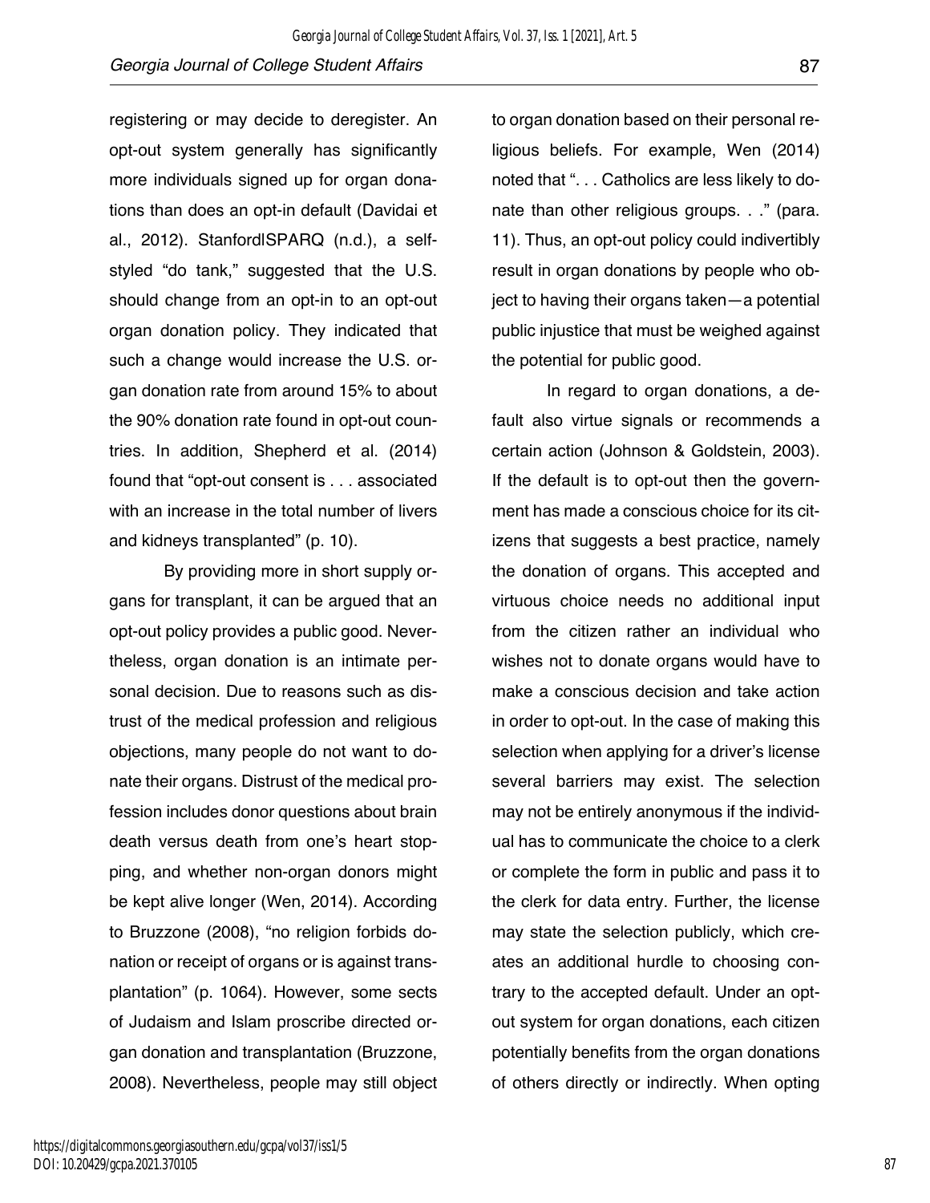registering or may decide to deregister. An opt-out system generally has significantly more individuals signed up for organ donations than does an opt-in default (Davidai et al., 2012). Stanford|SPARQ (n.d.), a self-styled "do tank," suggested that the U.S. should change from an opt-in to an opt-out organ donation policy. They indicated that such a change would increase the U.S. organ donation rate from around 15% to about the 90% donation rate found in opt-out countries. In addition, Shepherd et al. (2014) found that "opt-out consent is . . . associated with an increase in the total number of livers and kidneys transplanted" (p. 10).

By providing more in short supply organs for transplant, it can be argued that an opt-out policy provides a public good. Nevertheless, organ donation is an intimate personal decision. Due to reasons such as distrust of the medical profession and religious objections, many people do not want to donate their organs. Distrust of the medical profession includes donor questions about brain death versus death from one's heart stopping, and whether non-organ donors might be kept alive longer (Wen, 2014). According to Bruzzone (2008), "no religion forbids donation or receipt of organs or is against transplantation" (p. 1064). However, some sects of Judaism and Islam proscribe directed organ donation and transplantation (Bruzzone, 2008). Nevertheless, people may still object to organ donation based on their personal religious beliefs. For example, Wen (2014) noted that ". . . Catholics are less likely to donate than other religious groups. . ." (para. 11). Thus, an opt-out policy could indivertibly result in organ donations by people who object to having their organs taken—a potential public injustice that must be weighed against the potential for public good.

In regard to organ donations, a default also virtue signals or recommends a certain action (Johnson & Goldstein, 2003). If the default is to opt-out then the government has made a conscious choice for its citizens that suggests a best practice, namely the donation of organs. This accepted and virtuous choice needs no additional input from the citizen rather an individual who wishes not to donate organs would have to make a conscious decision and take action in order to opt-out. In the case of making this selection when applying for a driver's license several barriers may exist. The selection may not be entirely anonymous if the individual has to communicate the choice to a clerk or complete the form in public and pass it to the clerk for data entry. Further, the license may state the selection publicly, which creates an additional hurdle to choosing contrary to the accepted default. Under an opt-out system for organ donations, each citizen potentially benefits from the organ donations of others directly or indirectly. When opting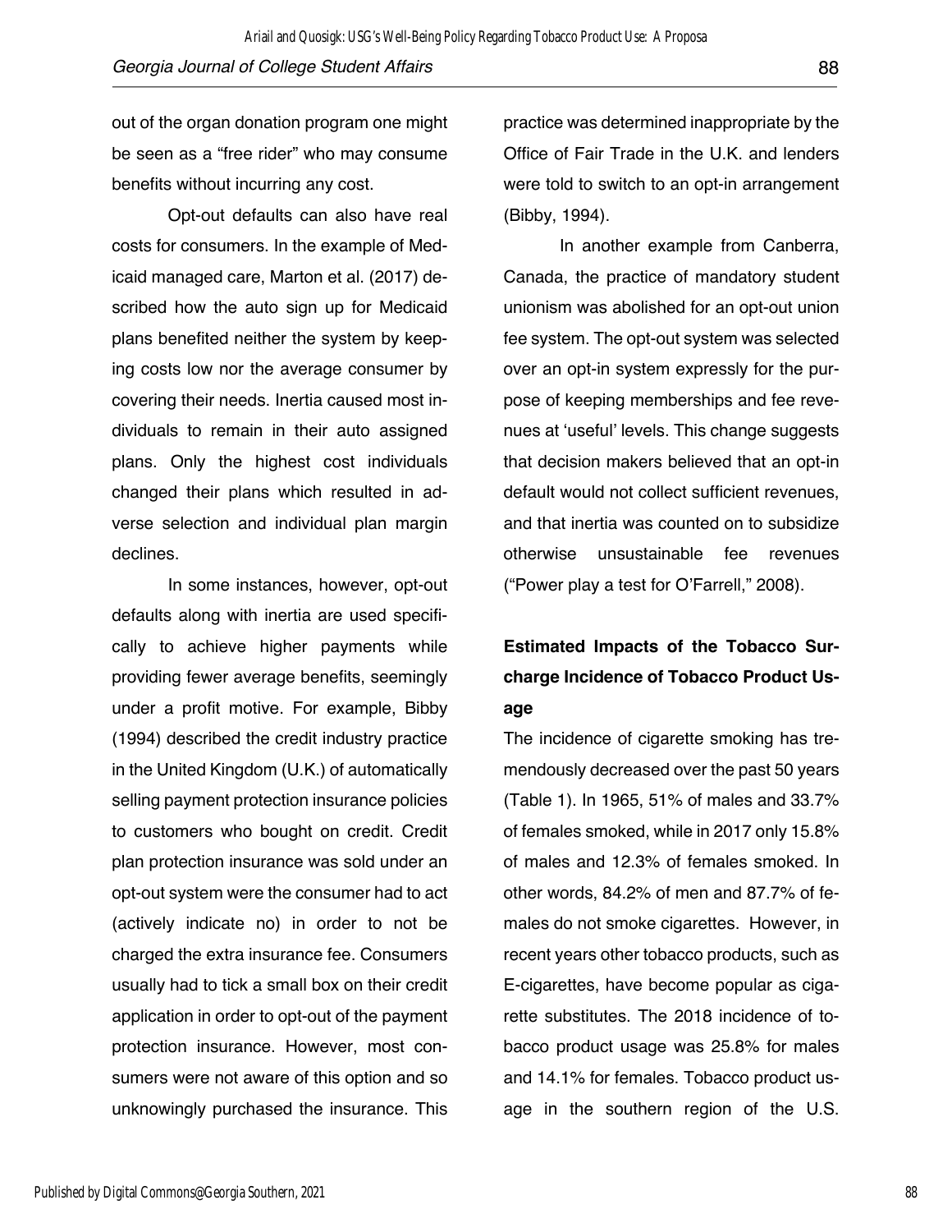out of the organ donation program one might be seen as a “free rider” who may consume benefits without incurring any cost.

Opt-out defaults can also have real costs for consumers. In the example of Medicaid managed care, Marton et al. (2017) described how the auto sign up for Medicaid plans benefited neither the system by keeping costs low nor the average consumer by covering their needs. Inertia caused most individuals to remain in their auto assigned plans. Only the highest cost individuals changed their plans which resulted in adverse selection and individual plan margin declines.

In some instances, however, opt-out defaults along with inertia are used specifically to achieve higher payments while providing fewer average benefits, seemingly under a profit motive. For example, Bibby (1994) described the credit industry practice in the United Kingdom (U.K.) of automatically selling payment protection insurance policies to customers who bought on credit. Credit plan protection insurance was sold under an opt-out system were the consumer had to act (actively indicate no) in order to not be charged the extra insurance fee. Consumers usually had to tick a small box on their credit application in order to opt-out of the payment protection insurance. However, most consumers were not aware of this option and so unknowingly purchased the insurance. This practice was determined inappropriate by the Office of Fair Trade in the U.K. and lenders were told to switch to an opt-in arrangement (Bibby, 1994).

In another example from Canberra, Canada, the practice of mandatory student unionism was abolished for an opt-out union fee system. The opt-out system was selected over an opt-in system expressly for the purpose of keeping memberships and fee revenues at ‘useful’ levels. This change suggests that decision makers believed that an opt-in default would not collect sufficient revenues, and that inertia was counted on to subsidize otherwise unsustainable fee revenues (“Power play a test for O’Farrell,” 2008).

## Estimated Impacts of the Tobacco Surcharge Incidence of Tobacco Product Usage

The incidence of cigarette smoking has tremendously decreased over the past 50 years (Table 1). In 1965, 51% of males and 33.7% of females smoked, while in 2017 only 15.8% of males and 12.3% of females smoked. In other words, 84.2% of men and 87.7% of females do not smoke cigarettes. However, in recent years other tobacco products, such as E-cigarettes, have become popular as cigarette substitutes. The 2018 incidence of tobacco product usage was 25.8% for males and 14.1% for females. Tobacco product usage in the southern region of the U.S.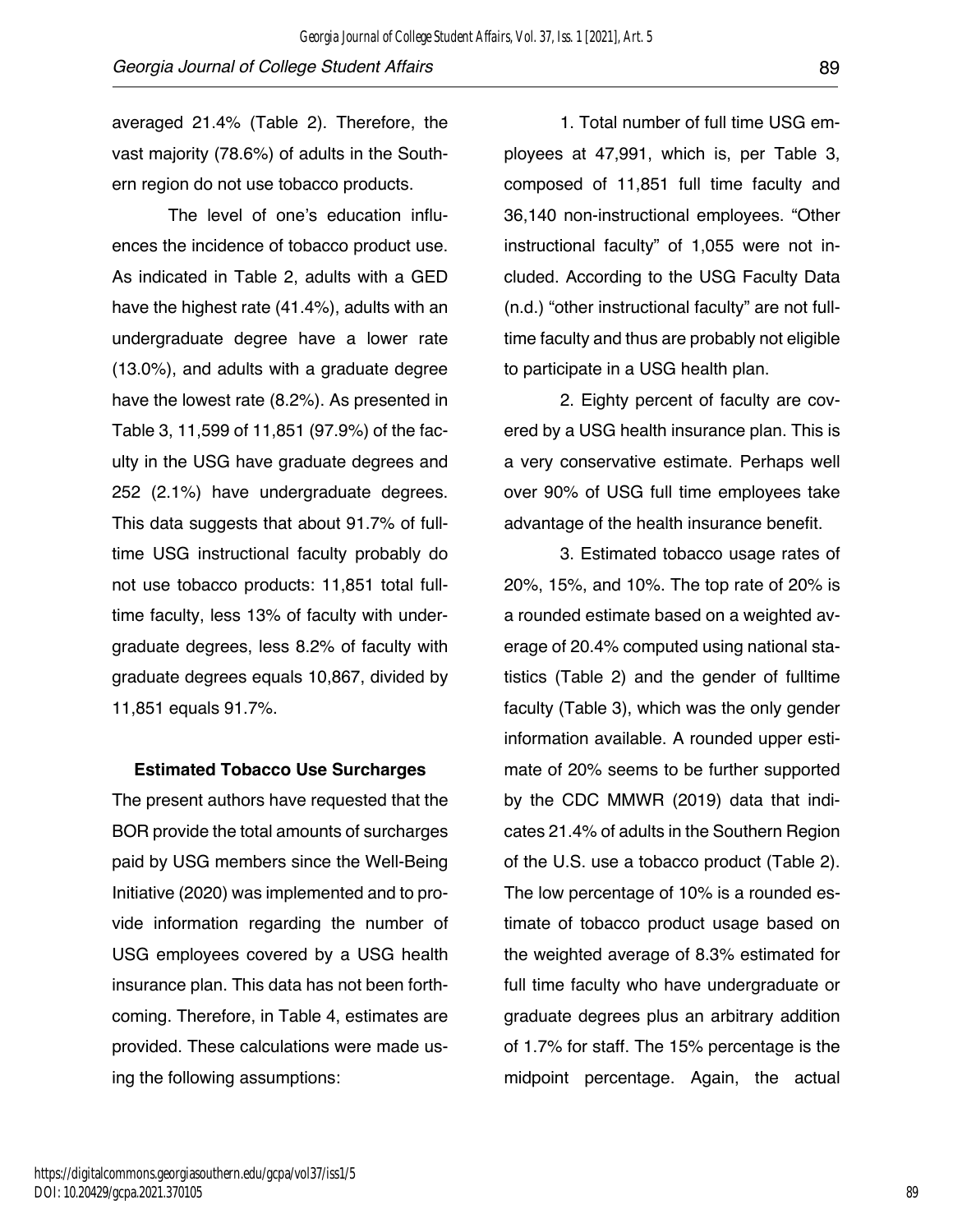averaged 21.4% (Table 2). Therefore, the vast majority (78.6%) of adults in the Southern region do not use tobacco products.

The level of one's education influences the incidence of tobacco product use. As indicated in Table 2, adults with a GED have the highest rate (41.4%), adults with an undergraduate degree have a lower rate (13.0%), and adults with a graduate degree have the lowest rate (8.2%). As presented in Table 3, 11,599 of 11,851 (97.9%) of the faculty in the USG have graduate degrees and 252 (2.1%) have undergraduate degrees. This data suggests that about 91.7% of full-time USG instructional faculty probably do not use tobacco products: 11,851 total full-time faculty, less 13% of faculty with undergraduate degrees, less 8.2% of faculty with graduate degrees equals 10,867, divided by 11,851 equals 91.7%.

### Estimated Tobacco Use Surcharges

The present authors have requested that the BOR provide the total amounts of surcharges paid by USG members since the Well-Being Initiative (2020) was implemented and to provide information regarding the number of USG employees covered by a USG health insurance plan. This data has not been forthcoming. Therefore, in Table 4, estimates are provided. These calculations were made using the following assumptions:

1. Total number of full time USG employees at 47,991, which is, per Table 3, composed of 11,851 full time faculty and 36,140 non-instructional employees. "Other instructional faculty" of 1,055 were not included. According to the USG Faculty Data (n.d.) "other instructional faculty" are not full-time faculty and thus are probably not eligible to participate in a USG health plan.

2. Eighty percent of faculty are covered by a USG health insurance plan. This is a very conservative estimate. Perhaps well over 90% of USG full time employees take advantage of the health insurance benefit.

3. Estimated tobacco usage rates of 20%, 15%, and 10%. The top rate of 20% is a rounded estimate based on a weighted average of 20.4% computed using national statistics (Table 2) and the gender of fulltime faculty (Table 3), which was the only gender information available. A rounded upper estimate of 20% seems to be further supported by the CDC MMWR (2019) data that indicates 21.4% of adults in the Southern Region of the U.S. use a tobacco product (Table 2). The low percentage of 10% is a rounded estimate of tobacco product usage based on the weighted average of 8.3% estimated for full time faculty who have undergraduate or graduate degrees plus an arbitrary addition of 1.7% for staff. The 15% percentage is the midpoint percentage. Again, the actual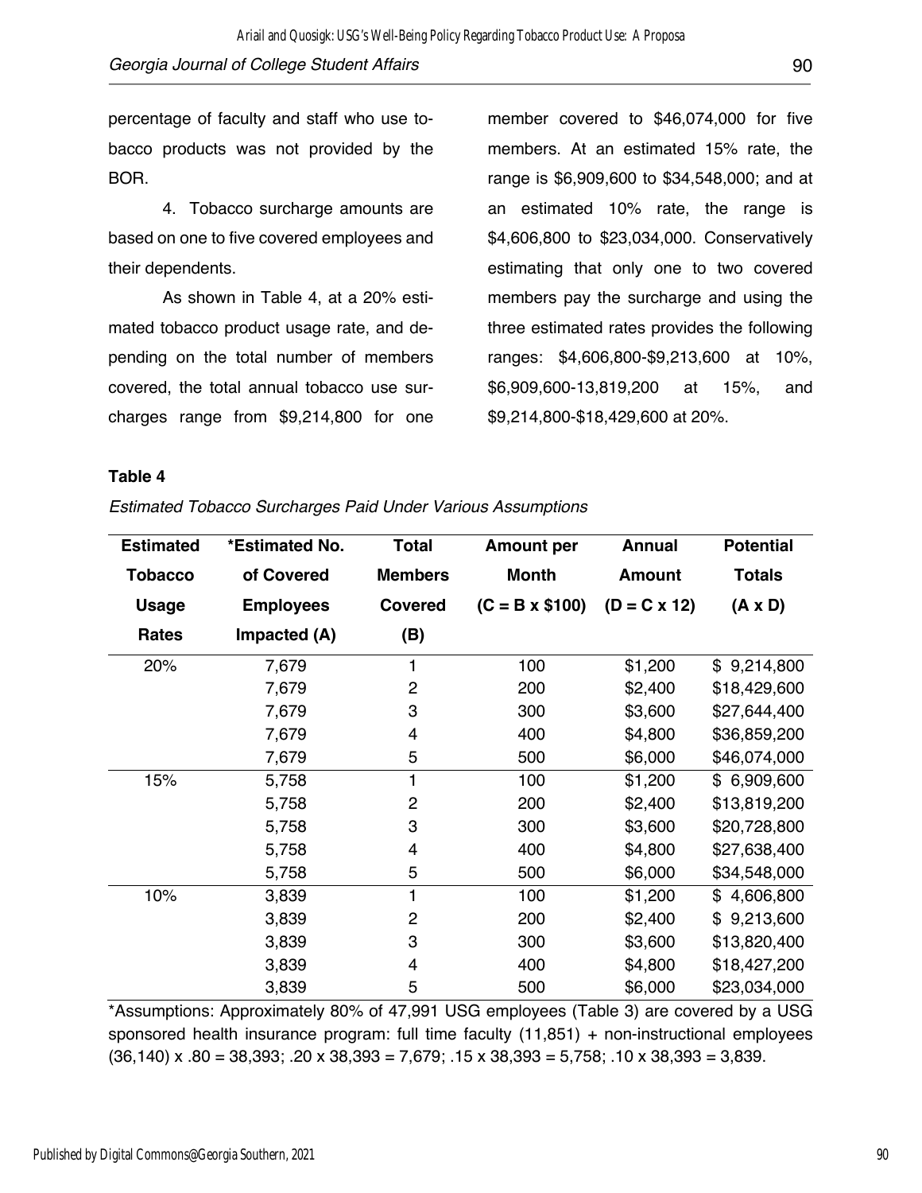percentage of faculty and staff who use tobacco products was not provided by the BOR.

4. Tobacco surcharge amounts are based on one to five covered employees and their dependents.

As shown in Table 4, at a 20% estimated tobacco product usage rate, and depending on the total number of members covered, the total annual tobacco use surcharges range from $9,214,800 for one member covered to $46,074,000 for five members. At an estimated 15% rate, the range is $6,909,600 to $34,548,000; and at an estimated 10% rate, the range is $4,606,800 to $23,034,000. Conservatively estimating that only one to two covered members pay the surcharge and using the three estimated rates provides the following ranges: $4,606,800-$9,213,600 at 10%, $6,909,600-13,819,200 at 15%, and $9,214,800-$18,429,600 at 20%.

**Table 4**

*Estimated Tobacco Surcharges Paid Under Various Assumptions*

| Estimated Tobacco Usage Rates | *Estimated No. of Covered Employees Impacted (A) | Total Members Covered (B) | Amount per Month (C = B x $100) | Annual Amount (D = C x 12) | Potential Totals (A x D) |
|---|---|---|---|---|---|
| 20% | 7,679 | 1 | 100 | $1,200 | $ 9,214,800 |
| | 7,679 | 2 | 200 | $2,400 | $18,429,600 |
| | 7,679 | 3 | 300 | $3,600 | $27,644,400 |
| | 7,679 | 4 | 400 | $4,800 | $36,859,200 |
| | 7,679 | 5 | 500 | $6,000 | $46,074,000 |
| 15% | 5,758 | 1 | 100 | $1,200 | $ 6,909,600 |
| | 5,758 | 2 | 200 | $2,400 | $13,819,200 |
| | 5,758 | 3 | 300 | $3,600 | $20,728,800 |
| | 5,758 | 4 | 400 | $4,800 | $27,638,400 |
| | 5,758 | 5 | 500 | $6,000 | $34,548,000 |
| 10% | 3,839 | 1 | 100 | $1,200 | $ 4,606,800 |
| | 3,839 | 2 | 200 | $2,400 | $ 9,213,600 |
| | 3,839 | 3 | 300 | $3,600 | $13,820,400 |
| | 3,839 | 4 | 400 | $4,800 | $18,427,200 |
| | 3,839 | 5 | 500 | $6,000 | $23,034,000 |

*Assumptions: Approximately 80% of 47,991 USG employees (Table 3) are covered by a USG sponsored health insurance program: full time faculty (11,851) + non-instructional employees (36,140) x .80 = 38,393; .20 x 38,393 = 7,679; .15 x 38,393 = 5,758; .10 x 38,393 = 3,839.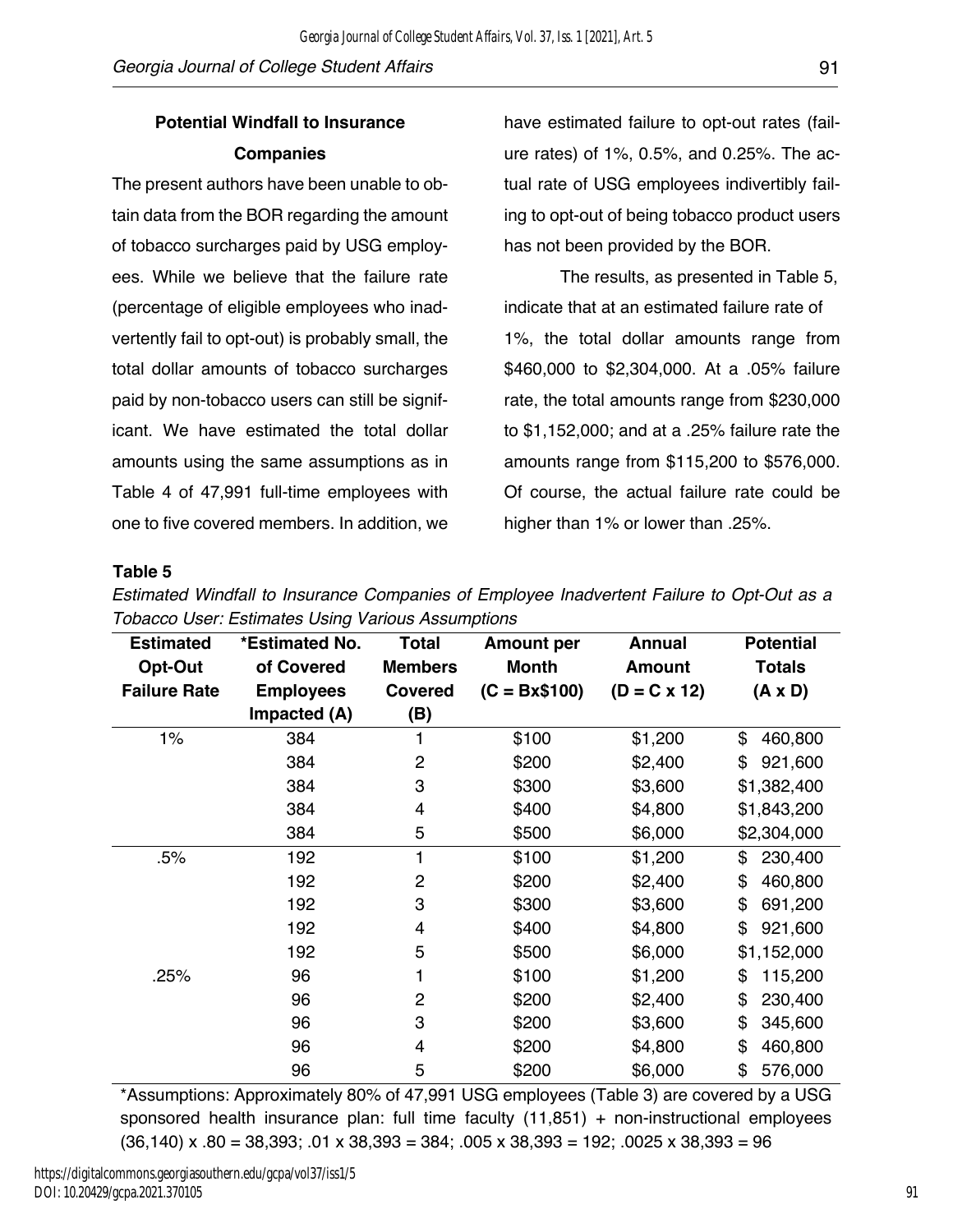## Potential Windfall to Insurance Companies

The present authors have been unable to obtain data from the BOR regarding the amount of tobacco surcharges paid by USG employees. While we believe that the failure rate (percentage of eligible employees who inadvertently fail to opt-out) is probably small, the total dollar amounts of tobacco surcharges paid by non-tobacco users can still be significant. We have estimated the total dollar amounts using the same assumptions as in Table 4 of 47,991 full-time employees with one to five covered members. In addition, we have estimated failure to opt-out rates (failure rates) of 1%, 0.5%, and 0.25%. The actual rate of USG employees indivertibly failing to opt-out of being tobacco product users has not been provided by the BOR.

The results, as presented in Table 5, indicate that at an estimated failure rate of 1%, the total dollar amounts range from \$460,000 to \$2,304,000. At a .05% failure rate, the total amounts range from \$230,000 to \$1,152,000; and at a .25% failure rate the amounts range from \$115,200 to \$576,000. Of course, the actual failure rate could be higher than 1% or lower than .25%.

**Table 5**

*Estimated Windfall to Insurance Companies of Employee Inadvertent Failure to Opt-Out as a Tobacco User: Estimates Using Various Assumptions*

| Estimated Opt-Out Failure Rate | *Estimated No. of Covered Employees Impacted (A) | Total Members Covered (B) | Amount per Month (C = Bx\$100) | Annual Amount (D = C x 12) | Potential Totals (A x D) |
|---|---|---|---|---|---|
| 1% | 384 | 1 | \$100 | \$1,200 | \$ 460,800 |
| | 384 | 2 | \$200 | \$2,400 | \$ 921,600 |
| | 384 | 3 | \$300 | \$3,600 | \$1,382,400 |
| | 384 | 4 | \$400 | \$4,800 | \$1,843,200 |
| | 384 | 5 | \$500 | \$6,000 | \$2,304,000 |
| .5% | 192 | 1 | \$100 | \$1,200 | \$ 230,400 |
| | 192 | 2 | \$200 | \$2,400 | \$ 460,800 |
| | 192 | 3 | \$300 | \$3,600 | \$ 691,200 |
| | 192 | 4 | \$400 | \$4,800 | \$ 921,600 |
| | 192 | 5 | \$500 | \$6,000 | \$1,152,000 |
| .25% | 96 | 1 | \$100 | \$1,200 | \$ 115,200 |
| | 96 | 2 | \$200 | \$2,400 | \$ 230,400 |
| | 96 | 3 | \$200 | \$3,600 | \$ 345,600 |
| | 96 | 4 | \$200 | \$4,800 | \$ 460,800 |
| | 96 | 5 | \$200 | \$6,000 | \$ 576,000 |

*Assumptions: Approximately 80% of 47,991 USG employees (Table 3) are covered by a USG sponsored health insurance plan: full time faculty (11,851) + non-instructional employees (36,140) x .80 = 38,393; .01 x 38,393 = 384; .005 x 38,393 = 192; .0025 x 38,393 = 96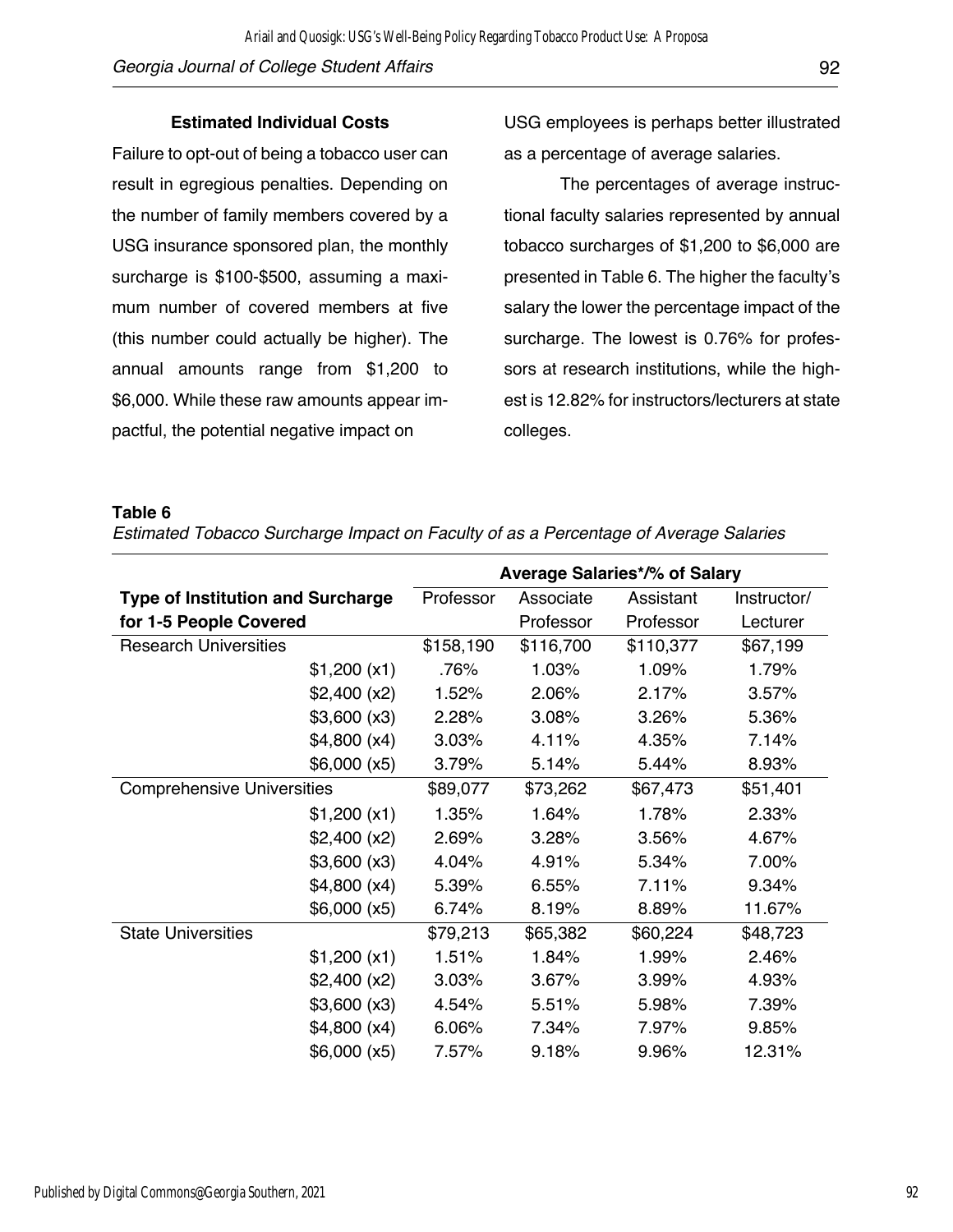### Estimated Individual Costs

Failure to opt-out of being a tobacco user can result in egregious penalties. Depending on the number of family members covered by a USG insurance sponsored plan, the monthly surcharge is $100-$500, assuming a maximum number of covered members at five (this number could actually be higher). The annual amounts range from $1,200 to $6,000. While these raw amounts appear impactful, the potential negative impact on USG employees is perhaps better illustrated as a percentage of average salaries.

The percentages of average instructional faculty salaries represented by annual tobacco surcharges of $1,200 to $6,000 are presented in Table 6. The higher the faculty's salary the lower the percentage impact of the surcharge. The lowest is 0.76% for professors at research institutions, while the highest is 12.82% for instructors/lecturers at state colleges.

**Table 6**

*Estimated Tobacco Surcharge Impact on Faculty of as a Percentage of Average Salaries*

| | | Average Salaries*/% of Salary | | | |
|---|---|---|---|---|---|
| **Type of Institution and Surcharge for 1-5 People Covered** | | Professor | Associate Professor | Assistant Professor | Instructor/ Lecturer |
| Research Universities | | $158,190 | $116,700 | $110,377 | $67,199 |
| | $1,200 (x1) | .76% | 1.03% | 1.09% | 1.79% |
| | $2,400 (x2) | 1.52% | 2.06% | 2.17% | 3.57% |
| | $3,600 (x3) | 2.28% | 3.08% | 3.26% | 5.36% |
| | $4,800 (x4) | 3.03% | 4.11% | 4.35% | 7.14% |
| | $6,000 (x5) | 3.79% | 5.14% | 5.44% | 8.93% |
| Comprehensive Universities | | $89,077 | $73,262 | $67,473 | $51,401 |
| | $1,200 (x1) | 1.35% | 1.64% | 1.78% | 2.33% |
| | $2,400 (x2) | 2.69% | 3.28% | 3.56% | 4.67% |
| | $3,600 (x3) | 4.04% | 4.91% | 5.34% | 7.00% |
| | $4,800 (x4) | 5.39% | 6.55% | 7.11% | 9.34% |
| | $6,000 (x5) | 6.74% | 8.19% | 8.89% | 11.67% |
| State Universities | | $79,213 | $65,382 | $60,224 | $48,723 |
| | $1,200 (x1) | 1.51% | 1.84% | 1.99% | 2.46% |
| | $2,400 (x2) | 3.03% | 3.67% | 3.99% | 4.93% |
| | $3,600 (x3) | 4.54% | 5.51% | 5.98% | 7.39% |
| | $4,800 (x4) | 6.06% | 7.34% | 7.97% | 9.85% |
| | $6,000 (x5) | 7.57% | 9.18% | 9.96% | 12.31% |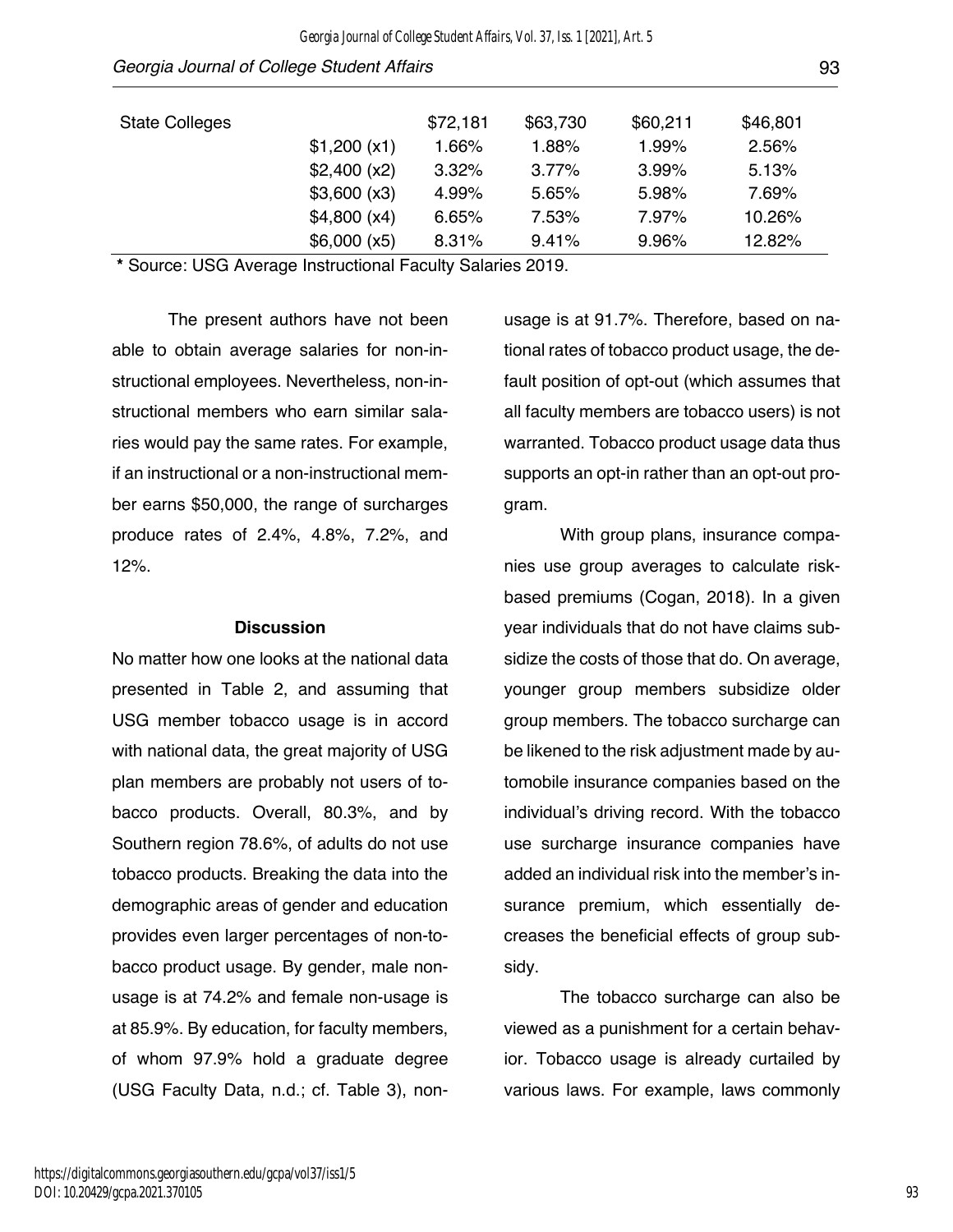| State Colleges | | $72,181 | $63,730 | $60,211 | $46,801 |
|---|---|---|---|---|---|
| | $1,200 (x1) | 1.66% | 1.88% | 1.99% | 2.56% |
| | $2,400 (x2) | 3.32% | 3.77% | 3.99% | 5.13% |
| | $3,600 (x3) | 4.99% | 5.65% | 5.98% | 7.69% |
| | $4,800 (x4) | 6.65% | 7.53% | 7.97% | 10.26% |
| | $6,000 (x5) | 8.31% | 9.41% | 9.96% | 12.82% |

**\*** Source: USG Average Instructional Faculty Salaries 2019.

The present authors have not been able to obtain average salaries for non-instructional employees. Nevertheless, non-instructional members who earn similar salaries would pay the same rates. For example, if an instructional or a non-instructional member earns $50,000, the range of surcharges produce rates of 2.4%, 4.8%, 7.2%, and 12%.

#### Discussion

No matter how one looks at the national data presented in Table 2, and assuming that USG member tobacco usage is in accord with national data, the great majority of USG plan members are probably not users of tobacco products. Overall, 80.3%, and by Southern region 78.6%, of adults do not use tobacco products. Breaking the data into the demographic areas of gender and education provides even larger percentages of non-tobacco product usage. By gender, male non-usage is at 74.2% and female non-usage is at 85.9%. By education, for faculty members, of whom 97.9% hold a graduate degree (USG Faculty Data, n.d.; cf. Table 3), non-usage is at 91.7%. Therefore, based on national rates of tobacco product usage, the default position of opt-out (which assumes that all faculty members are tobacco users) is not warranted. Tobacco product usage data thus supports an opt-in rather than an opt-out program.

With group plans, insurance companies use group averages to calculate risk-based premiums (Cogan, 2018). In a given year individuals that do not have claims subsidize the costs of those that do. On average, younger group members subsidize older group members. The tobacco surcharge can be likened to the risk adjustment made by automobile insurance companies based on the individual's driving record. With the tobacco use surcharge insurance companies have added an individual risk into the member's insurance premium, which essentially decreases the beneficial effects of group subsidy.

The tobacco surcharge can also be viewed as a punishment for a certain behavior. Tobacco usage is already curtailed by various laws. For example, laws commonly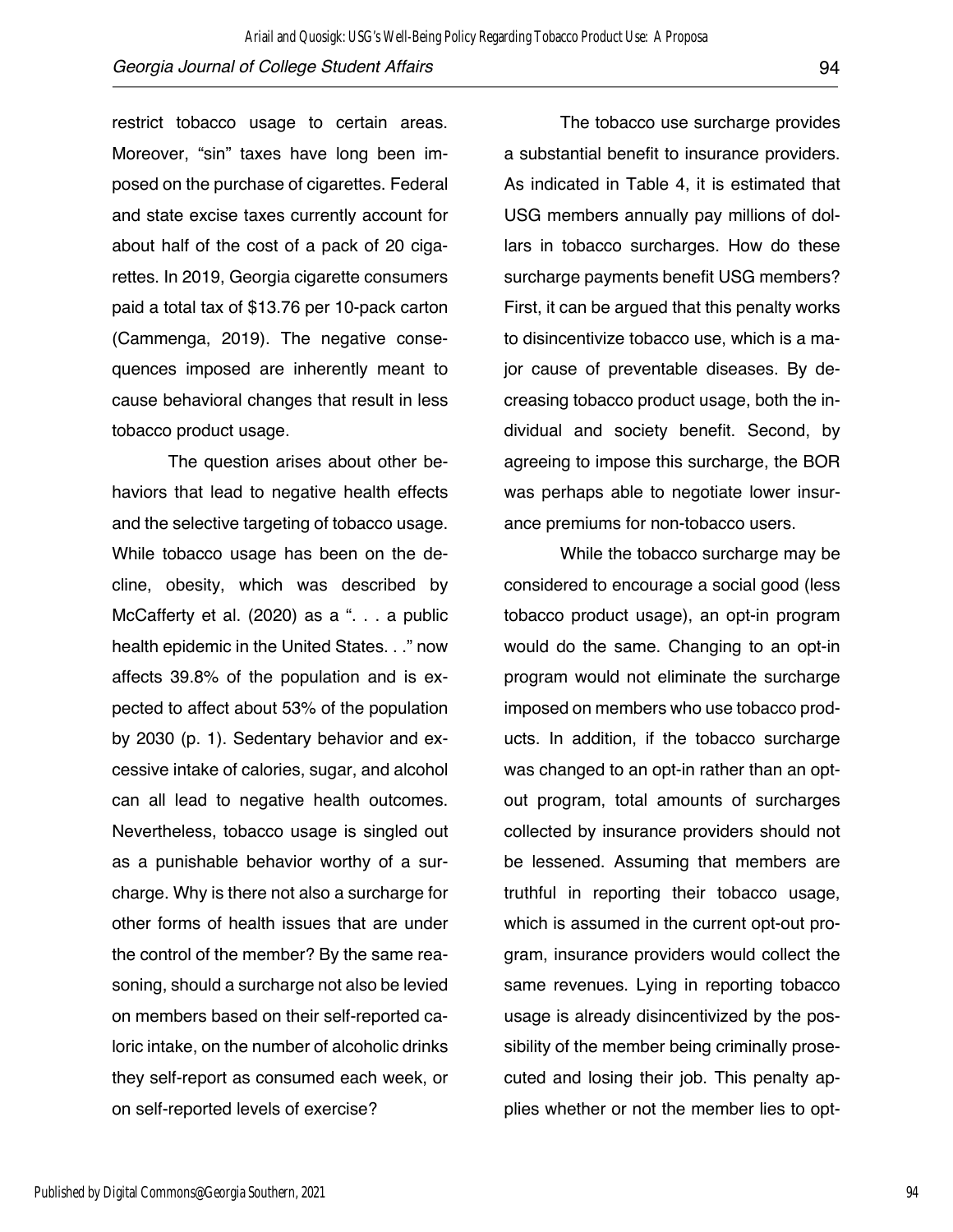restrict tobacco usage to certain areas. Moreover, "sin" taxes have long been imposed on the purchase of cigarettes. Federal and state excise taxes currently account for about half of the cost of a pack of 20 cigarettes. In 2019, Georgia cigarette consumers paid a total tax of $13.76 per 10-pack carton (Cammenga, 2019). The negative consequences imposed are inherently meant to cause behavioral changes that result in less tobacco product usage.

The question arises about other behaviors that lead to negative health effects and the selective targeting of tobacco usage. While tobacco usage has been on the decline, obesity, which was described by McCafferty et al. (2020) as a ". . . a public health epidemic in the United States. . ." now affects 39.8% of the population and is expected to affect about 53% of the population by 2030 (p. 1). Sedentary behavior and excessive intake of calories, sugar, and alcohol can all lead to negative health outcomes. Nevertheless, tobacco usage is singled out as a punishable behavior worthy of a surcharge. Why is there not also a surcharge for other forms of health issues that are under the control of the member? By the same reasoning, should a surcharge not also be levied on members based on their self-reported caloric intake, on the number of alcoholic drinks they self-report as consumed each week, or on self-reported levels of exercise?

The tobacco use surcharge provides a substantial benefit to insurance providers. As indicated in Table 4, it is estimated that USG members annually pay millions of dollars in tobacco surcharges. How do these surcharge payments benefit USG members? First, it can be argued that this penalty works to disincentivize tobacco use, which is a major cause of preventable diseases. By decreasing tobacco product usage, both the individual and society benefit. Second, by agreeing to impose this surcharge, the BOR was perhaps able to negotiate lower insurance premiums for non-tobacco users.

While the tobacco surcharge may be considered to encourage a social good (less tobacco product usage), an opt-in program would do the same. Changing to an opt-in program would not eliminate the surcharge imposed on members who use tobacco products. In addition, if the tobacco surcharge was changed to an opt-in rather than an opt-out program, total amounts of surcharges collected by insurance providers should not be lessened. Assuming that members are truthful in reporting their tobacco usage, which is assumed in the current opt-out program, insurance providers would collect the same revenues. Lying in reporting tobacco usage is already disincentivized by the possibility of the member being criminally prosecuted and losing their job. This penalty applies whether or not the member lies to opt-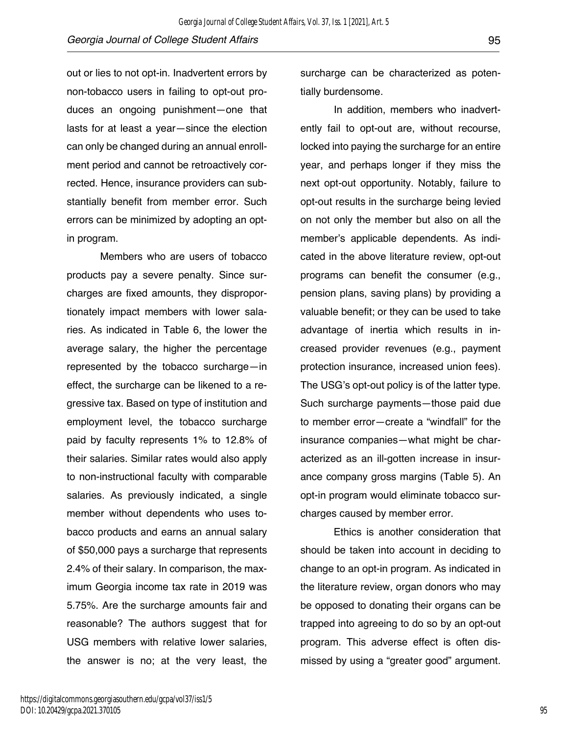out or lies to not opt-in. Inadvertent errors by non-tobacco users in failing to opt-out produces an ongoing punishment—one that lasts for at least a year—since the election can only be changed during an annual enrollment period and cannot be retroactively corrected. Hence, insurance providers can substantially benefit from member error. Such errors can be minimized by adopting an opt-in program.

Members who are users of tobacco products pay a severe penalty. Since surcharges are fixed amounts, they disproportionately impact members with lower salaries. As indicated in Table 6, the lower the average salary, the higher the percentage represented by the tobacco surcharge—in effect, the surcharge can be likened to a regressive tax. Based on type of institution and employment level, the tobacco surcharge paid by faculty represents 1% to 12.8% of their salaries. Similar rates would also apply to non-instructional faculty with comparable salaries. As previously indicated, a single member without dependents who uses tobacco products and earns an annual salary of $50,000 pays a surcharge that represents 2.4% of their salary. In comparison, the maximum Georgia income tax rate in 2019 was 5.75%. Are the surcharge amounts fair and reasonable? The authors suggest that for USG members with relative lower salaries, the answer is no; at the very least, the surcharge can be characterized as potentially burdensome.

In addition, members who inadvertently fail to opt-out are, without recourse, locked into paying the surcharge for an entire year, and perhaps longer if they miss the next opt-out opportunity. Notably, failure to opt-out results in the surcharge being levied on not only the member but also on all the member's applicable dependents. As indicated in the above literature review, opt-out programs can benefit the consumer (e.g., pension plans, saving plans) by providing a valuable benefit; or they can be used to take advantage of inertia which results in increased provider revenues (e.g., payment protection insurance, increased union fees). The USG's opt-out policy is of the latter type. Such surcharge payments—those paid due to member error—create a "windfall" for the insurance companies—what might be characterized as an ill-gotten increase in insurance company gross margins (Table 5). An opt-in program would eliminate tobacco surcharges caused by member error.

Ethics is another consideration that should be taken into account in deciding to change to an opt-in program. As indicated in the literature review, organ donors who may be opposed to donating their organs can be trapped into agreeing to do so by an opt-out program. This adverse effect is often dismissed by using a "greater good" argument.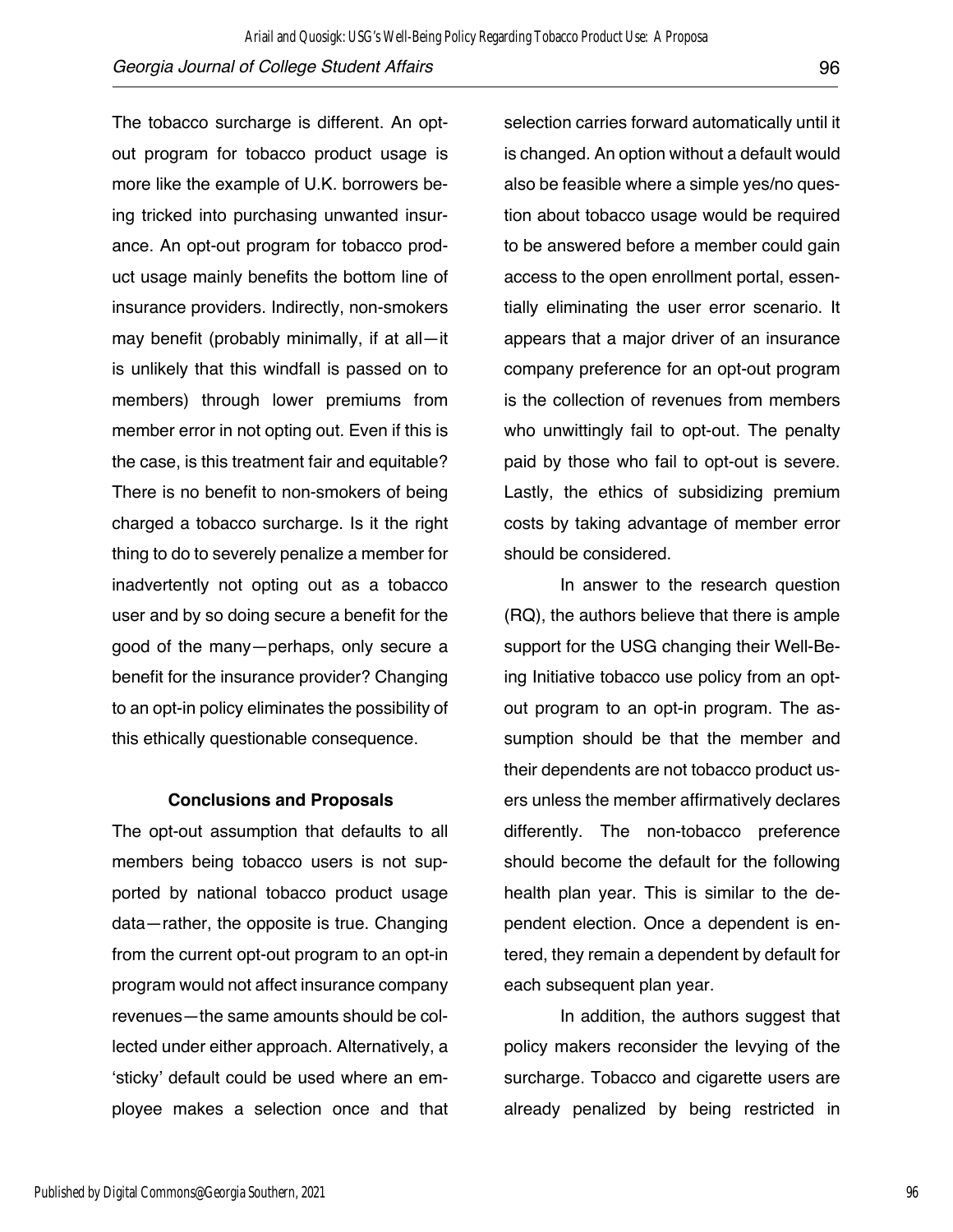The tobacco surcharge is different. An opt-out program for tobacco product usage is more like the example of U.K. borrowers being tricked into purchasing unwanted insurance. An opt-out program for tobacco product usage mainly benefits the bottom line of insurance providers. Indirectly, non-smokers may benefit (probably minimally, if at all—it is unlikely that this windfall is passed on to members) through lower premiums from member error in not opting out. Even if this is the case, is this treatment fair and equitable? There is no benefit to non-smokers of being charged a tobacco surcharge. Is it the right thing to do to severely penalize a member for inadvertently not opting out as a tobacco user and by so doing secure a benefit for the good of the many—perhaps, only secure a benefit for the insurance provider? Changing to an opt-in policy eliminates the possibility of this ethically questionable consequence.

## Conclusions and Proposals

The opt-out assumption that defaults to all members being tobacco users is not supported by national tobacco product usage data—rather, the opposite is true. Changing from the current opt-out program to an opt-in program would not affect insurance company revenues—the same amounts should be collected under either approach. Alternatively, a 'sticky' default could be used where an employee makes a selection once and that selection carries forward automatically until it is changed. An option without a default would also be feasible where a simple yes/no question about tobacco usage would be required to be answered before a member could gain access to the open enrollment portal, essentially eliminating the user error scenario. It appears that a major driver of an insurance company preference for an opt-out program is the collection of revenues from members who unwittingly fail to opt-out. The penalty paid by those who fail to opt-out is severe. Lastly, the ethics of subsidizing premium costs by taking advantage of member error should be considered.

In answer to the research question (RQ), the authors believe that there is ample support for the USG changing their Well-Being Initiative tobacco use policy from an opt-out program to an opt-in program. The assumption should be that the member and their dependents are not tobacco product users unless the member affirmatively declares differently. The non-tobacco preference should become the default for the following health plan year. This is similar to the dependent election. Once a dependent is entered, they remain a dependent by default for each subsequent plan year.

In addition, the authors suggest that policy makers reconsider the levying of the surcharge. Tobacco and cigarette users are already penalized by being restricted in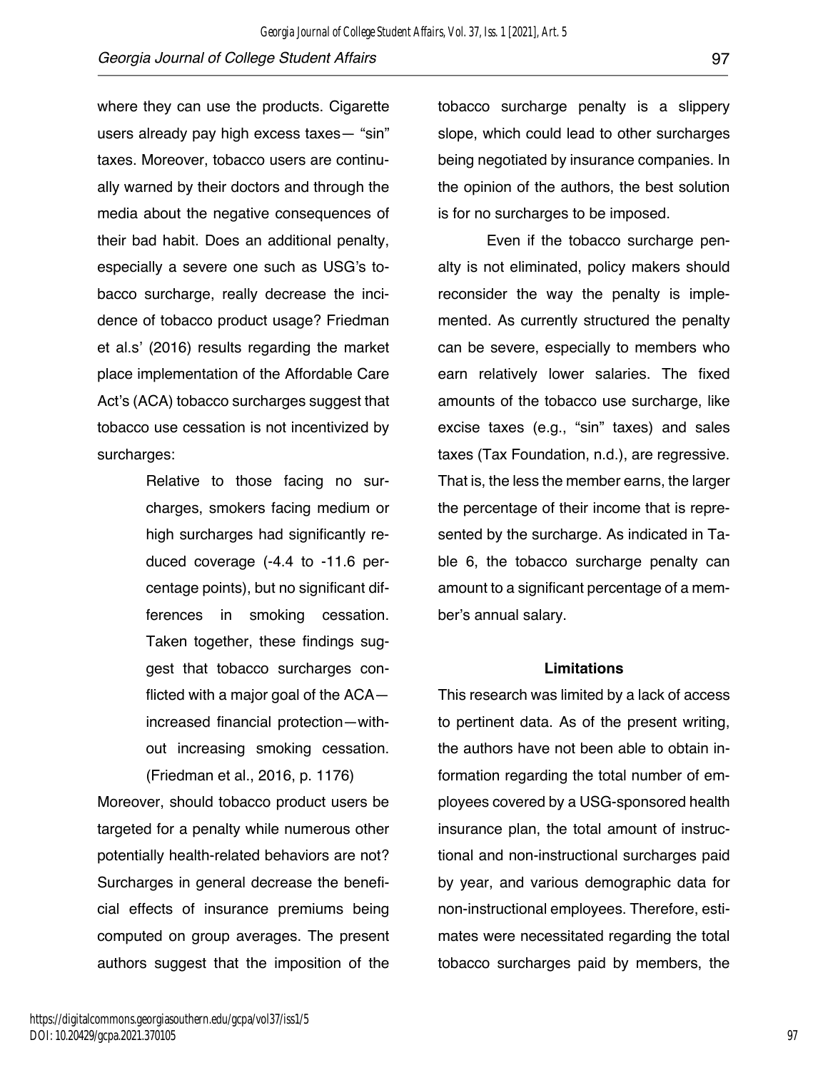where they can use the products. Cigarette users already pay high excess taxes— "sin" taxes. Moreover, tobacco users are continually warned by their doctors and through the media about the negative consequences of their bad habit. Does an additional penalty, especially a severe one such as USG's tobacco surcharge, really decrease the incidence of tobacco product usage? Friedman et al.s' (2016) results regarding the market place implementation of the Affordable Care Act's (ACA) tobacco surcharges suggest that tobacco use cessation is not incentivized by surcharges:

> Relative to those facing no surcharges, smokers facing medium or high surcharges had significantly reduced coverage (-4.4 to -11.6 percentage points), but no significant differences in smoking cessation. Taken together, these findings suggest that tobacco surcharges conflicted with a major goal of the ACA—increased financial protection—without increasing smoking cessation. (Friedman et al., 2016, p. 1176)

Moreover, should tobacco product users be targeted for a penalty while numerous other potentially health-related behaviors are not? Surcharges in general decrease the beneficial effects of insurance premiums being computed on group averages. The present authors suggest that the imposition of the tobacco surcharge penalty is a slippery slope, which could lead to other surcharges being negotiated by insurance companies. In the opinion of the authors, the best solution is for no surcharges to be imposed.

Even if the tobacco surcharge penalty is not eliminated, policy makers should reconsider the way the penalty is implemented. As currently structured the penalty can be severe, especially to members who earn relatively lower salaries. The fixed amounts of the tobacco use surcharge, like excise taxes (e.g., "sin" taxes) and sales taxes (Tax Foundation, n.d.), are regressive. That is, the less the member earns, the larger the percentage of their income that is represented by the surcharge. As indicated in Table 6, the tobacco surcharge penalty can amount to a significant percentage of a member's annual salary.

## Limitations

This research was limited by a lack of access to pertinent data. As of the present writing, the authors have not been able to obtain information regarding the total number of employees covered by a USG-sponsored health insurance plan, the total amount of instructional and non-instructional surcharges paid by year, and various demographic data for non-instructional employees. Therefore, estimates were necessitated regarding the total tobacco surcharges paid by members, the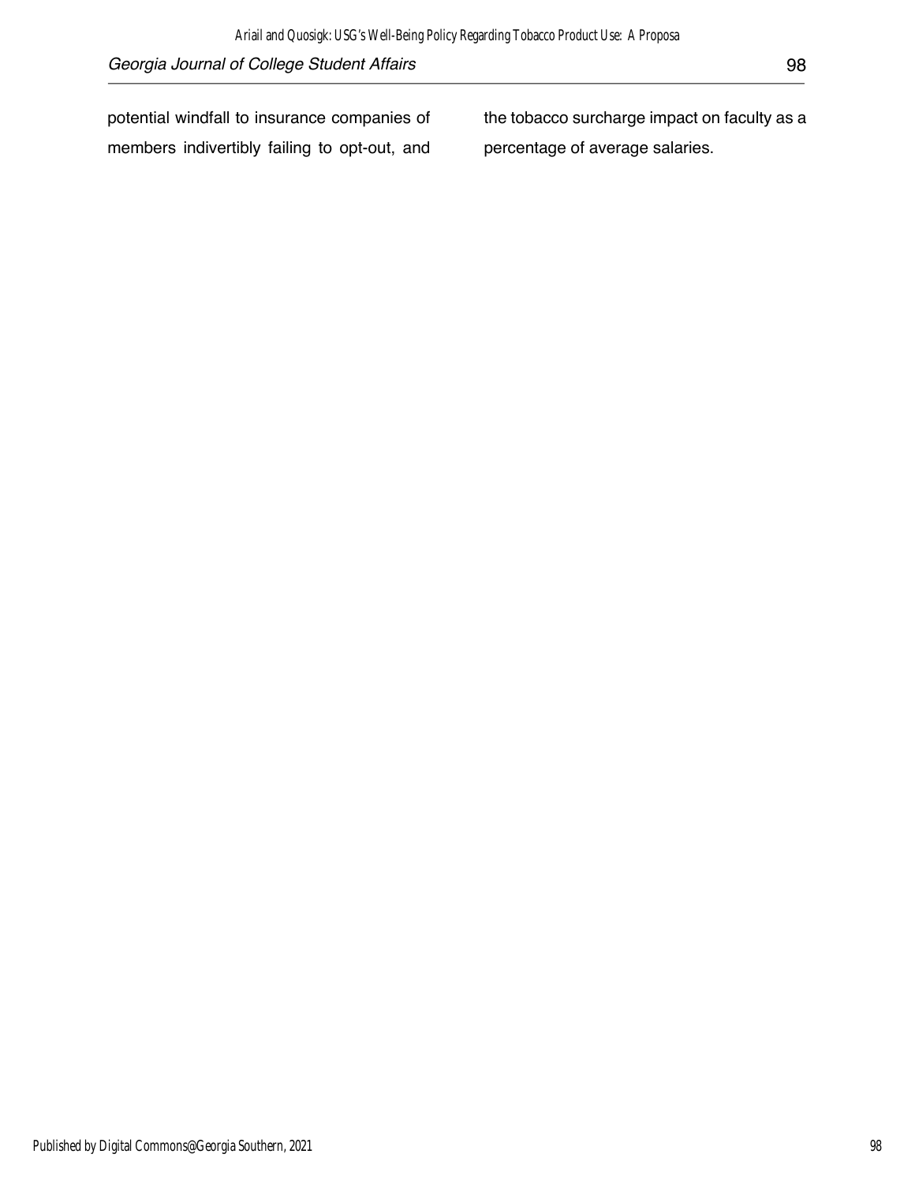potential windfall to insurance companies of members indivertibly failing to opt-out, and the tobacco surcharge impact on faculty as a percentage of average salaries.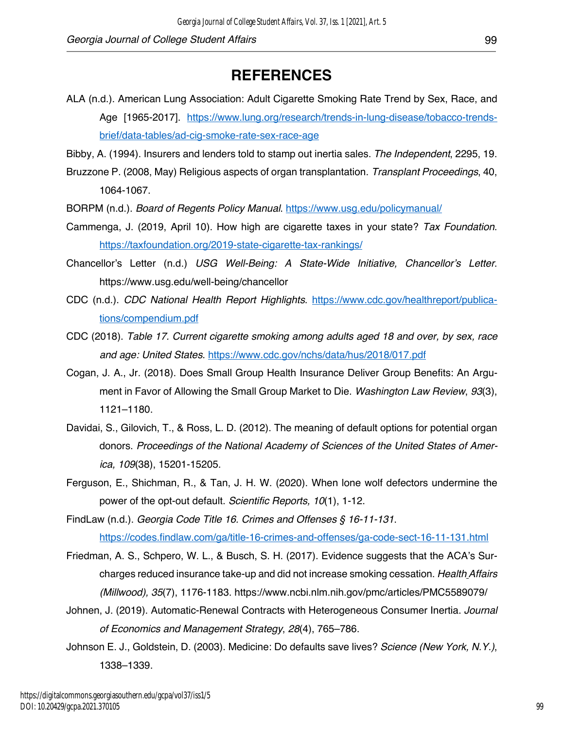## REFERENCES

ALA (n.d.). American Lung Association: Adult Cigarette Smoking Rate Trend by Sex, Race, and Age [1965-2017]. https://www.lung.org/research/trends-in-lung-disease/tobacco-trends-brief/data-tables/ad-cig-smoke-rate-sex-race-age

Bibby, A. (1994). Insurers and lenders told to stamp out inertia sales. *The Independent*, 2295, 19.

Bruzzone P. (2008, May) Religious aspects of organ transplantation. *Transplant Proceedings*, 40, 1064-1067.

BORPM (n.d.). *Board of Regents Policy Manual*. https://www.usg.edu/policymanual/

Cammenga, J. (2019, April 10). How high are cigarette taxes in your state? *Tax Foundation*. https://taxfoundation.org/2019-state-cigarette-tax-rankings/

Chancellor's Letter (n.d.) *USG Well-Being: A State-Wide Initiative, Chancellor's Letter*. https://www.usg.edu/well-being/chancellor

CDC (n.d.). *CDC National Health Report Highlights*. https://www.cdc.gov/healthreport/publications/compendium.pdf

CDC (2018). *Table 17. Current cigarette smoking among adults aged 18 and over, by sex, race and age: United States*. https://www.cdc.gov/nchs/data/hus/2018/017.pdf

Cogan, J. A., Jr. (2018). Does Small Group Health Insurance Deliver Group Benefits: An Argument in Favor of Allowing the Small Group Market to Die. *Washington Law Review*, *93*(3), 1121–1180.

Davidai, S., Gilovich, T., & Ross, L. D. (2012). The meaning of default options for potential organ donors. *Proceedings of the National Academy of Sciences of the United States of America, 109*(38), 15201-15205.

Ferguson, E., Shichman, R., & Tan, J. H. W. (2020). When lone wolf defectors undermine the power of the opt-out default. *Scientific Reports, 10*(1), 1-12.

FindLaw (n.d.). *Georgia Code Title 16. Crimes and Offenses § 16-11-131*. https://codes.findlaw.com/ga/title-16-crimes-and-offenses/ga-code-sect-16-11-131.html

Friedman, A. S., Schpero, W. L., & Busch, S. H. (2017). Evidence suggests that the ACA's Surcharges reduced insurance take-up and did not increase smoking cessation. *Health Affairs (Millwood), 35*(7), 1176-1183. https://www.ncbi.nlm.nih.gov/pmc/articles/PMC5589079/

Johnen, J. (2019). Automatic-Renewal Contracts with Heterogeneous Consumer Inertia. *Journal of Economics and Management Strategy*, *28*(4), 765–786.

Johnson E. J., Goldstein, D. (2003). Medicine: Do defaults save lives? *Science (New York, N.Y.)*, 1338–1339.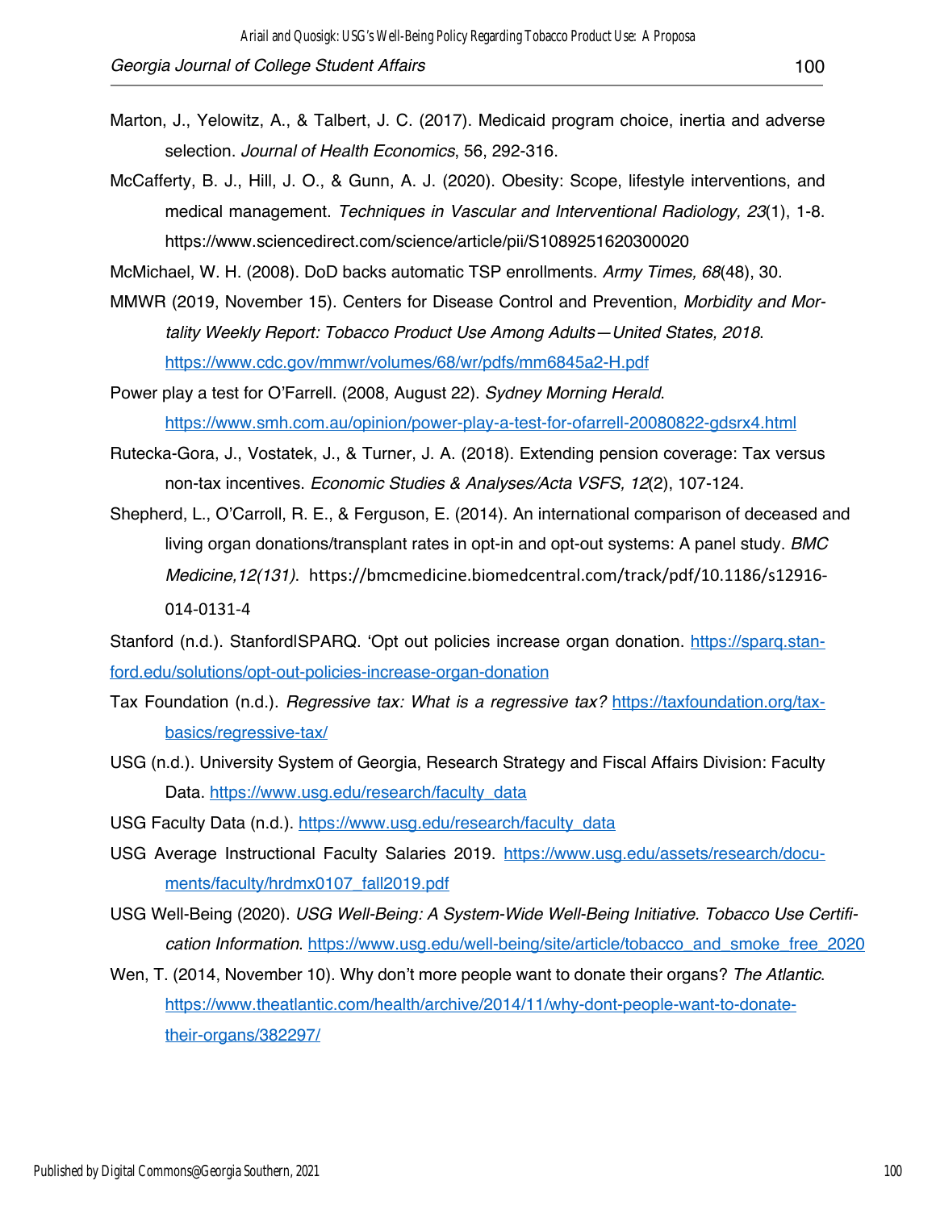Marton, J., Yelowitz, A., & Talbert, J. C. (2017). Medicaid program choice, inertia and adverse selection. *Journal of Health Economics*, 56, 292-316.

McCafferty, B. J., Hill, J. O., & Gunn, A. J. (2020). Obesity: Scope, lifestyle interventions, and medical management. *Techniques in Vascular and Interventional Radiology, 23*(1), 1-8. https://www.sciencedirect.com/science/article/pii/S1089251620300020

McMichael, W. H. (2008). DoD backs automatic TSP enrollments. *Army Times, 68*(48), 30.

MMWR (2019, November 15). Centers for Disease Control and Prevention, *Morbidity and Mortality Weekly Report: Tobacco Product Use Among Adults—United States, 2018*. https://www.cdc.gov/mmwr/volumes/68/wr/pdfs/mm6845a2-H.pdf

Power play a test for O'Farrell. (2008, August 22). *Sydney Morning Herald*. https://www.smh.com.au/opinion/power-play-a-test-for-ofarrell-20080822-gdsrx4.html

Rutecka-Gora, J., Vostatek, J., & Turner, J. A. (2018). Extending pension coverage: Tax versus non-tax incentives. *Economic Studies & Analyses/Acta VSFS, 12*(2), 107-124.

Shepherd, L., O'Carroll, R. E., & Ferguson, E. (2014). An international comparison of deceased and living organ donations/transplant rates in opt-in and opt-out systems: A panel study. *BMC Medicine,12(131)*. https://bmcmedicine.biomedcentral.com/track/pdf/10.1186/s12916-014-0131-4

Stanford (n.d.). Stanford|SPARQ. 'Opt out policies increase organ donation. https://sparq.stanford.edu/solutions/opt-out-policies-increase-organ-donation

Tax Foundation (n.d.). *Regressive tax: What is a regressive tax?* https://taxfoundation.org/tax-basics/regressive-tax/

USG (n.d.). University System of Georgia, Research Strategy and Fiscal Affairs Division: Faculty Data. https://www.usg.edu/research/faculty_data

USG Faculty Data (n.d.). https://www.usg.edu/research/faculty_data

USG Average Instructional Faculty Salaries 2019. https://www.usg.edu/assets/research/documents/faculty/hrdmx0107_fall2019.pdf

USG Well-Being (2020). *USG Well-Being: A System-Wide Well-Being Initiative. Tobacco Use Certification Information*. https://www.usg.edu/well-being/site/article/tobacco_and_smoke_free_2020

Wen, T. (2014, November 10). Why don't more people want to donate their organs? *The Atlantic*. https://www.theatlantic.com/health/archive/2014/11/why-dont-people-want-to-donate-their-organs/382297/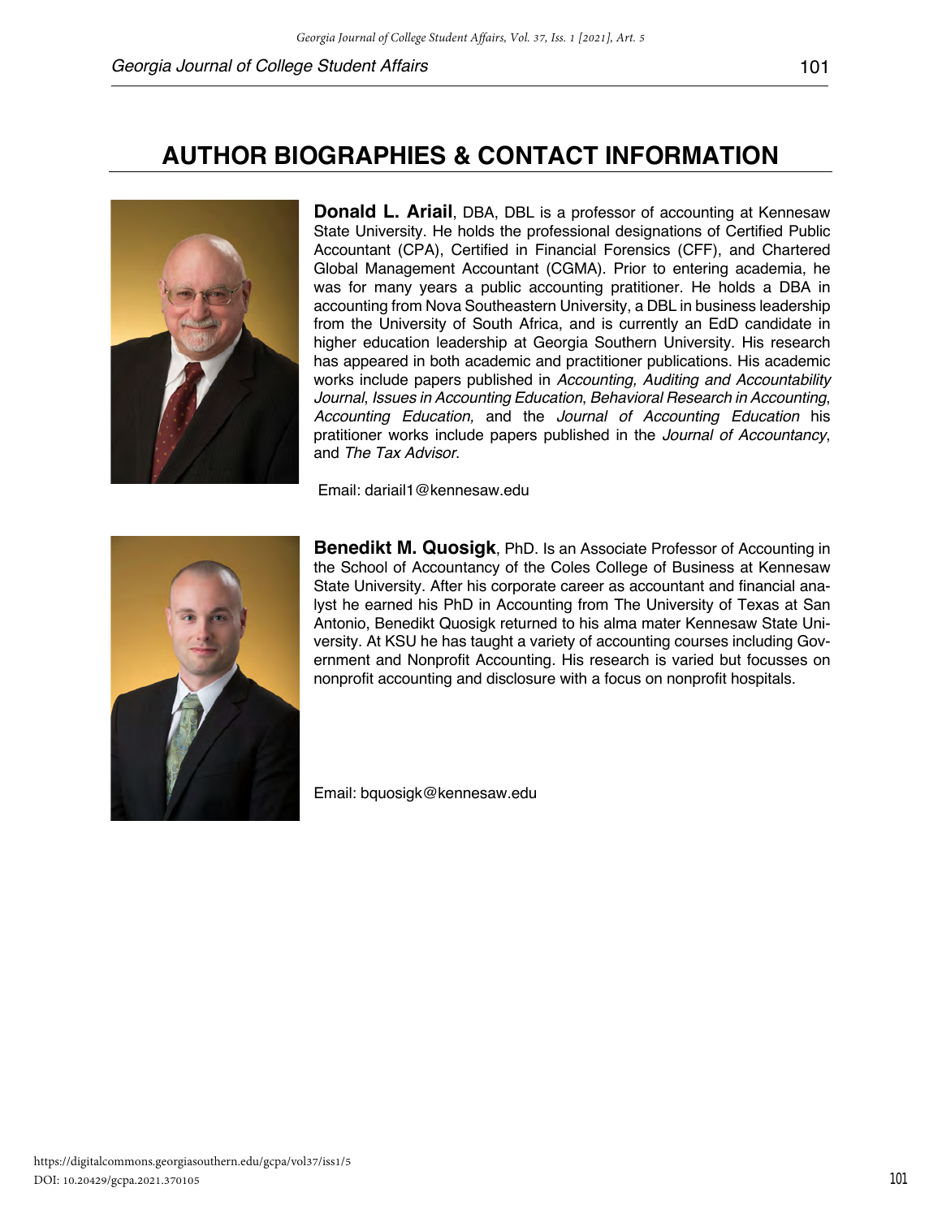# AUTHOR BIOGRAPHIES & CONTACT INFORMATION

**Donald L. Ariail**, DBA, DBL is a professor of accounting at Kennesaw State University. He holds the professional designations of Certified Public Accountant (CPA), Certified in Financial Forensics (CFF), and Chartered Global Management Accountant (CGMA). Prior to entering academia, he was for many years a public accounting pratitioner. He holds a DBA in accounting from Nova Southeastern University, a DBL in business leadership from the University of South Africa, and is currently an EdD candidate in higher education leadership at Georgia Southern University. His research has appeared in both academic and practitioner publications. His academic works include papers published in *Accounting, Auditing and Accountability Journal*, *Issues in Accounting Education*, *Behavioral Research in Accounting*, *Accounting Education,* and the *Journal of Accounting Education* his pratitioner works include papers published in the *Journal of Accountancy*, and *The Tax Advisor*.

Email: dariail1@kennesaw.edu

**Benedikt M. Quosigk**, PhD. Is an Associate Professor of Accounting in the School of Accountancy of the Coles College of Business at Kennesaw State University. After his corporate career as accountant and financial analyst he earned his PhD in Accounting from The University of Texas at San Antonio, Benedikt Quosigk returned to his alma mater Kennesaw State University. At KSU he has taught a variety of accounting courses including Government and Nonprofit Accounting. His research is varied but focusses on nonprofit accounting and disclosure with a focus on nonprofit hospitals.

Email: bquosigk@kennesaw.edu